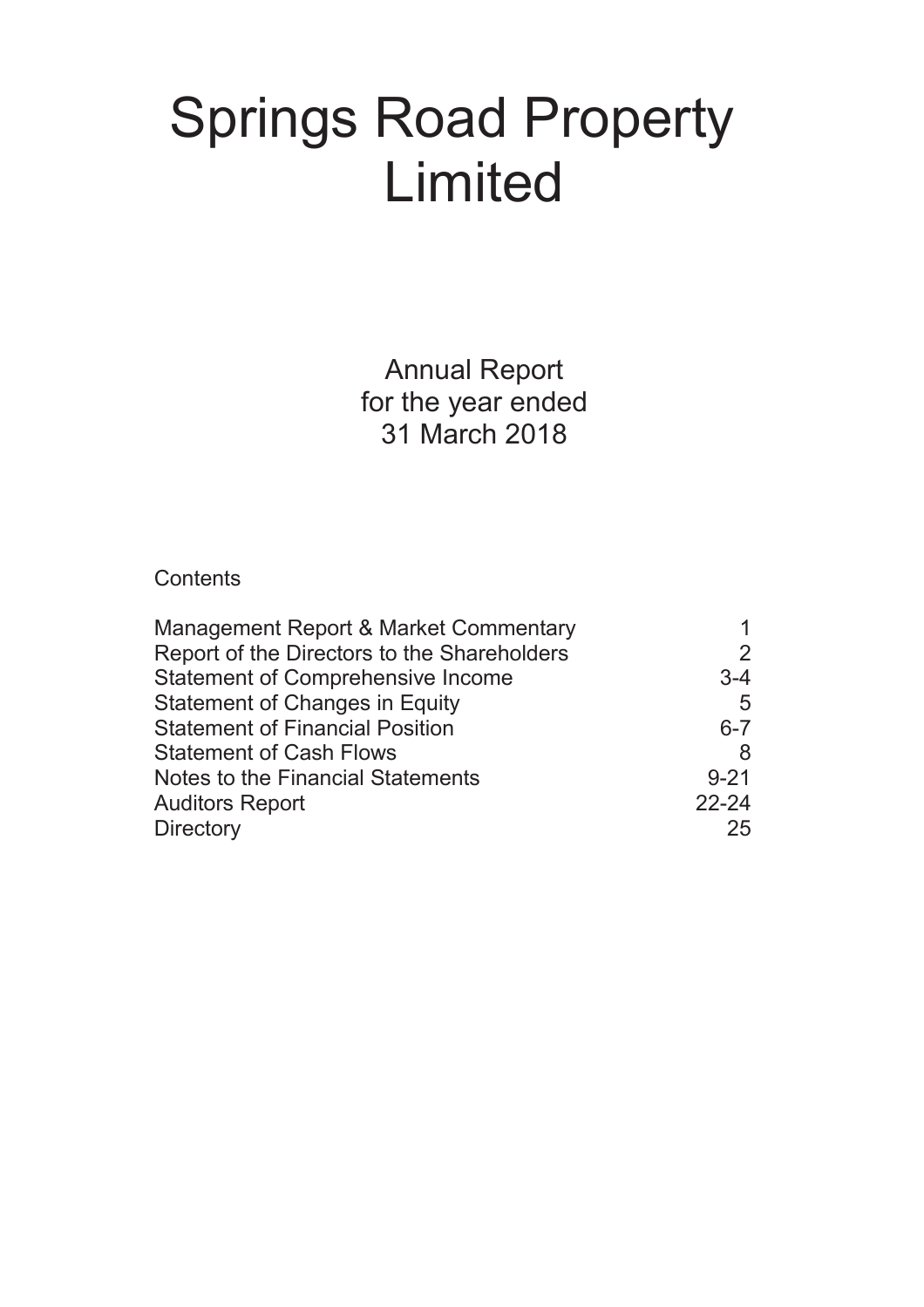# Springs Road Property Limited

Annual Report
for the year ended
31 March 2018

Contents

| | |
|---|---|
| Management Report & Market Commentary | 1 |
| Report of the Directors to the Shareholders | 2 |
| Statement of Comprehensive Income | 3-4 |
| Statement of Changes in Equity | 5 |
| Statement of Financial Position | 6-7 |
| Statement of Cash Flows | 8 |
| Notes to the Financial Statements | 9-21 |
| Auditors Report | 22-24 |
| Directory | 25 |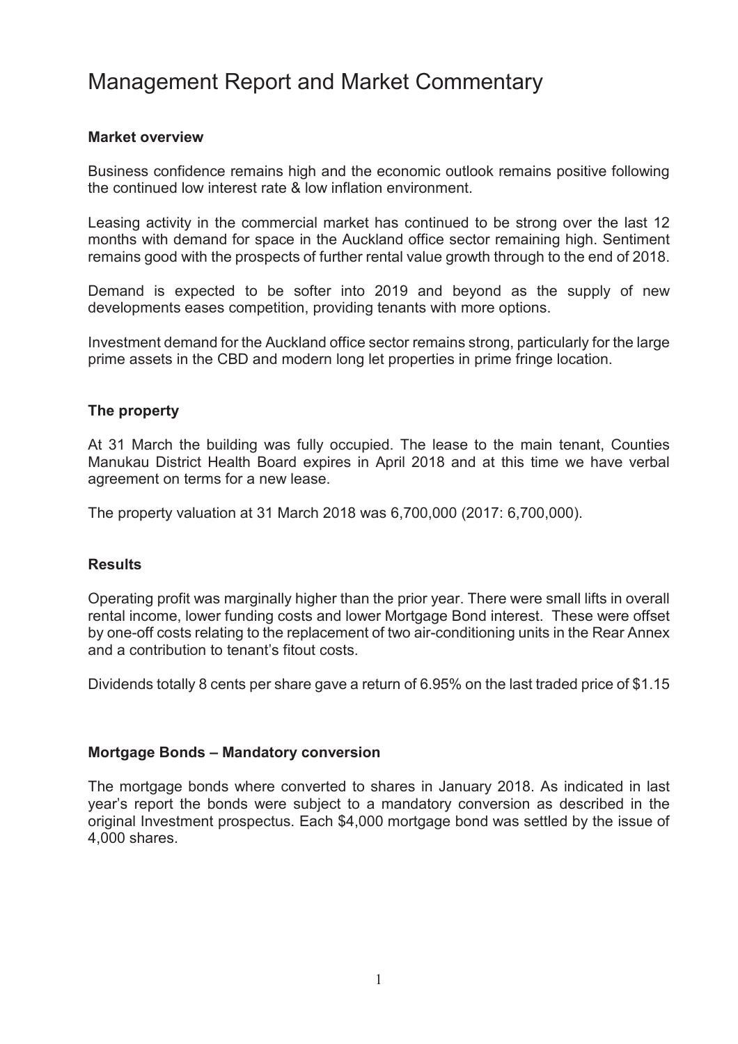# Management Report and Market Commentary

**Market overview**

Business confidence remains high and the economic outlook remains positive following the continued low interest rate & low inflation environment.

Leasing activity in the commercial market has continued to be strong over the last 12 months with demand for space in the Auckland office sector remaining high. Sentiment remains good with the prospects of further rental value growth through to the end of 2018.

Demand is expected to be softer into 2019 and beyond as the supply of new developments eases competition, providing tenants with more options.

Investment demand for the Auckland office sector remains strong, particularly for the large prime assets in the CBD and modern long let properties in prime fringe location.

**The property**

At 31 March the building was fully occupied. The lease to the main tenant, Counties Manukau District Health Board expires in April 2018 and at this time we have verbal agreement on terms for a new lease.

The property valuation at 31 March 2018 was 6,700,000 (2017: 6,700,000).

**Results**

Operating profit was marginally higher than the prior year. There were small lifts in overall rental income, lower funding costs and lower Mortgage Bond interest. These were offset by one-off costs relating to the replacement of two air-conditioning units in the Rear Annex and a contribution to tenant's fitout costs.

Dividends totally 8 cents per share gave a return of 6.95% on the last traded price of $1.15

**Mortgage Bonds – Mandatory conversion**

The mortgage bonds where converted to shares in January 2018. As indicated in last year's report the bonds were subject to a mandatory conversion as described in the original Investment prospectus. Each $4,000 mortgage bond was settled by the issue of 4,000 shares.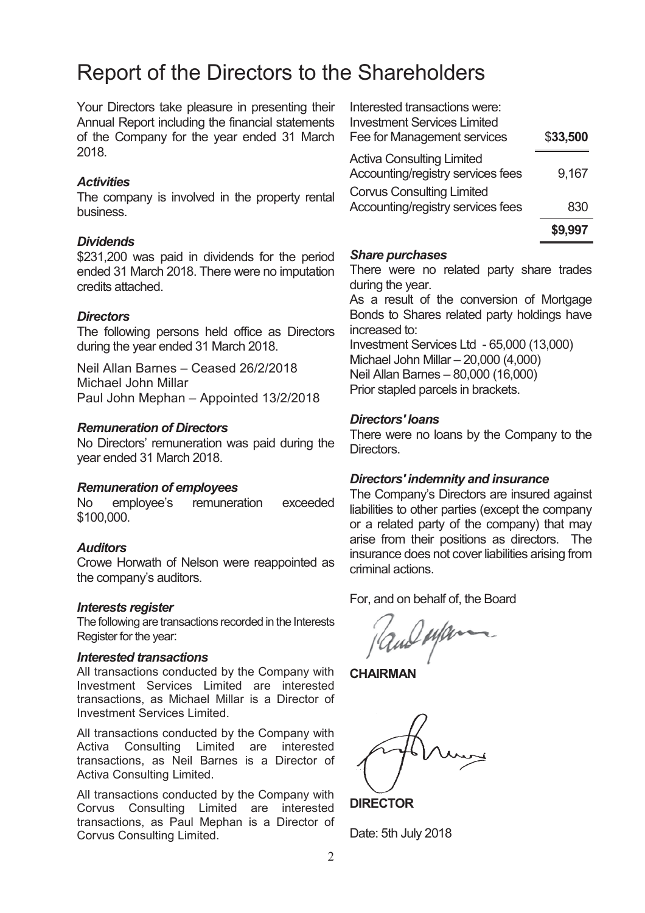# Report of the Directors to the Shareholders

Your Directors take pleasure in presenting their Annual Report including the financial statements of the Company for the year ended 31 March 2018.

### *Activities*

The company is involved in the property rental business.

### *Dividends*

$231,200 was paid in dividends for the period ended 31 March 2018. There were no imputation credits attached.

### *Directors*

The following persons held office as Directors during the year ended 31 March 2018.

Neil Allan Barnes – Ceased 26/2/2018
Michael John Millar
Paul John Mephan – Appointed 13/2/2018

### *Remuneration of Directors*

No Directors' remuneration was paid during the year ended 31 March 2018.

### *Remuneration of employees*

No employee's remuneration exceeded $100,000.

### *Auditors*

Crowe Horwath of Nelson were reappointed as the company's auditors.

### *Interests register*

The following are transactions recorded in the Interests Register for the year:

### *Interested transactions*

All transactions conducted by the Company with Investment Services Limited are interested transactions, as Michael Millar is a Director of Investment Services Limited.

All transactions conducted by the Company with Activa Consulting Limited are interested transactions, as Neil Barnes is a Director of Activa Consulting Limited.

All transactions conducted by the Company with Corvus Consulting Limited are interested transactions, as Paul Mephan is a Director of Corvus Consulting Limited.

Interested transactions were:

| | |
|---|---|
| Investment Services Limited<br>Fee for Management services | $**33,500** |
| Activa Consulting Limited<br>Accounting/registry services fees | 9,167 |
| Corvus Consulting Limited<br>Accounting/registry services fees | 830 |
| | **$9,997** |

### *Share purchases*

There were no related party share trades during the year.

As a result of the conversion of Mortgage Bonds to Shares related party holdings have increased to:

Investment Services Ltd - 65,000 (13,000)
Michael John Millar – 20,000 (4,000)
Neil Allan Barnes – 80,000 (16,000)
Prior stapled parcels in brackets.

### *Directors' loans*

There were no loans by the Company to the Directors.

### *Directors' indemnity and insurance*

The Company's Directors are insured against liabilities to other parties (except the company or a related party of the company) that may arise from their positions as directors. The insurance does not cover liabilities arising from criminal actions.

For, and on behalf of, the Board

**CHAIRMAN**

**DIRECTOR**

Date: 5th July 2018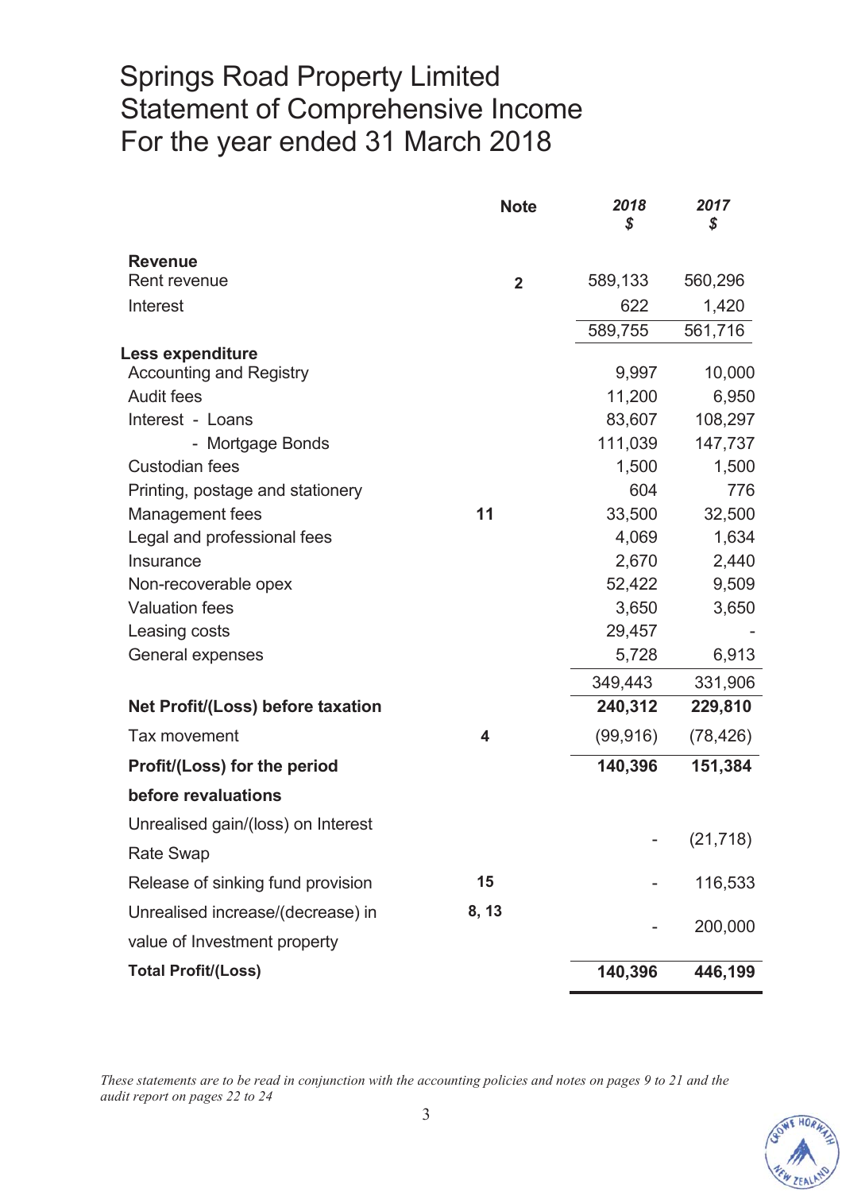# Springs Road Property Limited
# Statement of Comprehensive Income
# For the year ended 31 March 2018

| | Note | *2018* *$* | *2017* *$* |
|---|---|---|---|
| **Revenue** | | | |
| Rent revenue | 2 | 589,133 | 560,296 |
| Interest | | 622 | 1,420 |
| | | 589,755 | 561,716 |
| **Less expenditure** | | | |
| Accounting and Registry | | 9,997 | 10,000 |
| Audit fees | | 11,200 | 6,950 |
| Interest - Loans | | 83,607 | 108,297 |
| - Mortgage Bonds | | 111,039 | 147,737 |
| Custodian fees | | 1,500 | 1,500 |
| Printing, postage and stationery | | 604 | 776 |
| Management fees | 11 | 33,500 | 32,500 |
| Legal and professional fees | | 4,069 | 1,634 |
| Insurance | | 2,670 | 2,440 |
| Non-recoverable opex | | 52,422 | 9,509 |
| Valuation fees | | 3,650 | 3,650 |
| Leasing costs | | 29,457 | - |
| General expenses | | 5,728 | 6,913 |
| | | 349,443 | 331,906 |
| **Net Profit/(Loss) before taxation** | | **240,312** | **229,810** |
| Tax movement | 4 | (99,916) | (78,426) |
| **Profit/(Loss) for the period before revaluations** | | **140,396** | **151,384** |
| Unrealised gain/(loss) on Interest Rate Swap | | - | (21,718) |
| Release of sinking fund provision | 15 | - | 116,533 |
| Unrealised increase/(decrease) in value of Investment property | 8, 13 | - | 200,000 |
| **Total Profit/(Loss)** | | **140,396** | **446,199** |

*These statements are to be read in conjunction with the accounting policies and notes on pages 9 to 21 and the audit report on pages 22 to 24*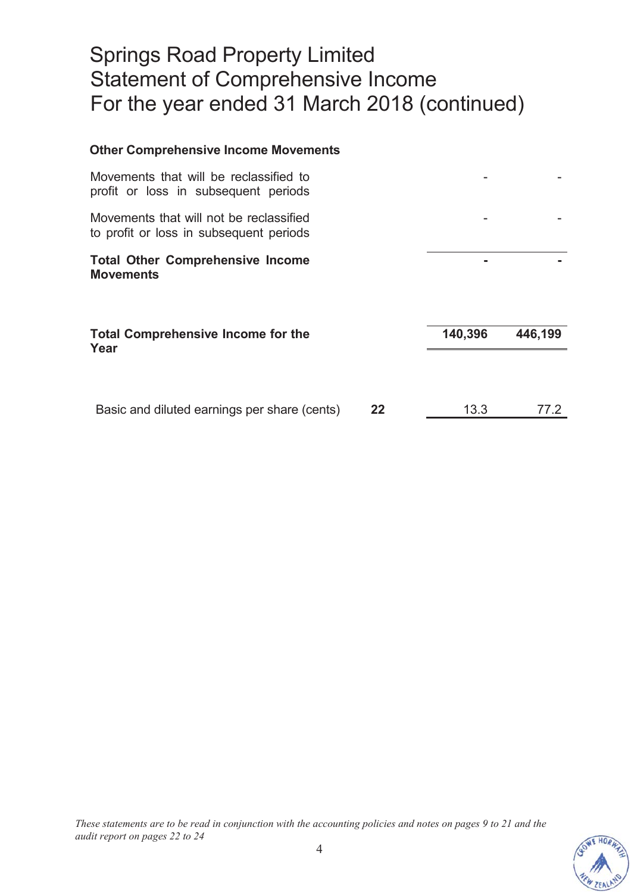# Springs Road Property Limited
# Statement of Comprehensive Income
# For the year ended 31 March 2018 (continued)

| | | | |
|---|---|---|---|
| **Other Comprehensive Income Movements** | | | |
| Movements that will be reclassified to profit or loss in subsequent periods | | - | - |
| Movements that will not be reclassified to profit or loss in subsequent periods | | - | - |
| **Total Other Comprehensive Income Movements** | | **-** | **-** |
| **Total Comprehensive Income for the Year** | | **140,396** | **446,199** |
| Basic and diluted earnings per share (cents) | **22** | 13.3 | 77.2 |

*These statements are to be read in conjunction with the accounting policies and notes on pages 9 to 21 and the audit report on pages 22 to 24*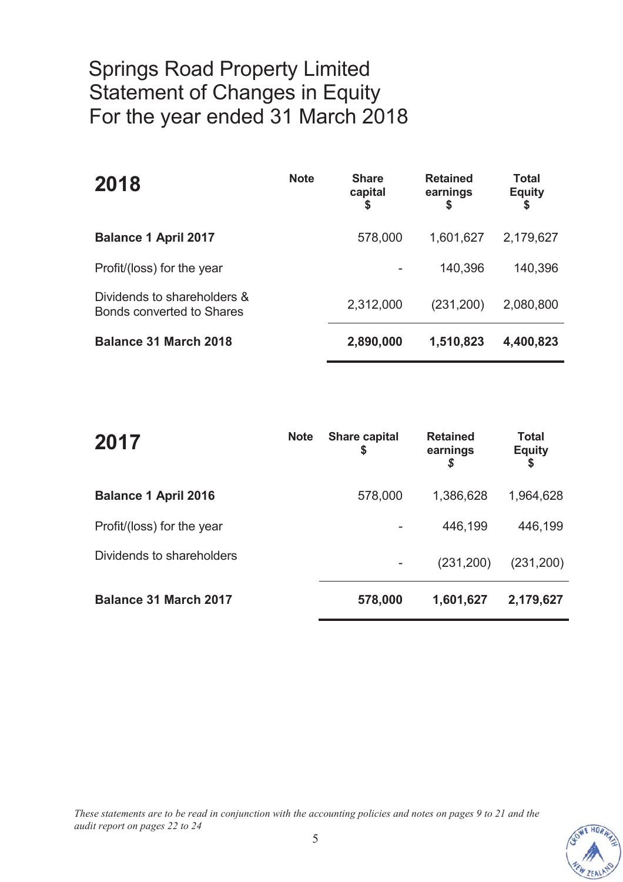# Springs Road Property Limited
# Statement of Changes in Equity
# For the year ended 31 March 2018

| **2018** | **Note** | **Share capital $** | **Retained earnings $** | **Total Equity $** |
|---|---|---|---|---|
| **Balance 1 April 2017** | | 578,000 | 1,601,627 | 2,179,627 |
| Profit/(loss) for the year | | - | 140,396 | 140,396 |
| Dividends to shareholders & Bonds converted to Shares | | 2,312,000 | (231,200) | 2,080,800 |
| **Balance 31 March 2018** | | **2,890,000** | **1,510,823** | **4,400,823** |

| **2017** | **Note** | **Share capital $** | **Retained earnings $** | **Total Equity $** |
|---|---|---|---|---|
| **Balance 1 April 2016** | | 578,000 | 1,386,628 | 1,964,628 |
| Profit/(loss) for the year | | - | 446,199 | 446,199 |
| Dividends to shareholders | | - | (231,200) | (231,200) |
| **Balance 31 March 2017** | | **578,000** | **1,601,627** | **2,179,627** |

*These statements are to be read in conjunction with the accounting policies and notes on pages 9 to 21 and the audit report on pages 22 to 24*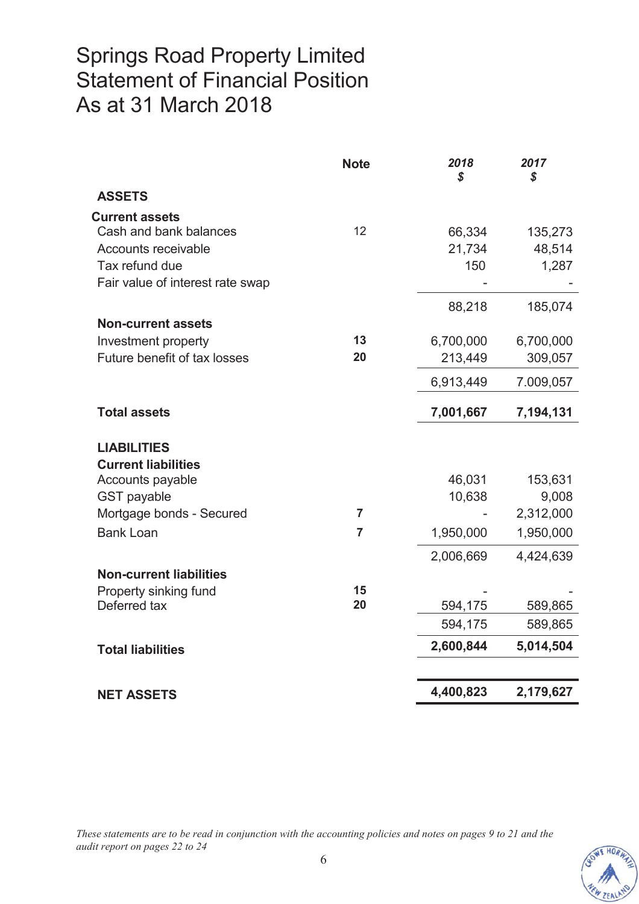# Springs Road Property Limited
# Statement of Financial Position
# As at 31 March 2018

| | Note | *2018* *$* | *2017* *$* |
|---|---|---|---|
| **ASSETS** | | | |
| **Current assets** | | | |
| Cash and bank balances | 12 | 66,334 | 135,273 |
| Accounts receivable | | 21,734 | 48,514 |
| Tax refund due | | 150 | 1,287 |
| Fair value of interest rate swap | | - | - |
| | | 88,218 | 185,074 |
| **Non-current assets** | | | |
| Investment property | **13** | 6,700,000 | 6,700,000 |
| Future benefit of tax losses | **20** | 213,449 | 309,057 |
| | | 6,913,449 | 7.009,057 |
| **Total assets** | | **7,001,667** | **7,194,131** |
| **LIABILITIES** | | | |
| **Current liabilities** | | | |
| Accounts payable | | 46,031 | 153,631 |
| GST payable | | 10,638 | 9,008 |
| Mortgage bonds - Secured | **7** | - | 2,312,000 |
| Bank Loan | **7** | 1,950,000 | 1,950,000 |
| | | 2,006,669 | 4,424,639 |
| **Non-current liabilities** | | | |
| Property sinking fund | **15** | - | - |
| Deferred tax | **20** | 594,175 | 589,865 |
| | | 594,175 | 589,865 |
| **Total liabilities** | | **2,600,844** | **5,014,504** |
| **NET ASSETS** | | **4,400,823** | **2,179,627** |

*These statements are to be read in conjunction with the accounting policies and notes on pages 9 to 21 and the audit report on pages 22 to 24*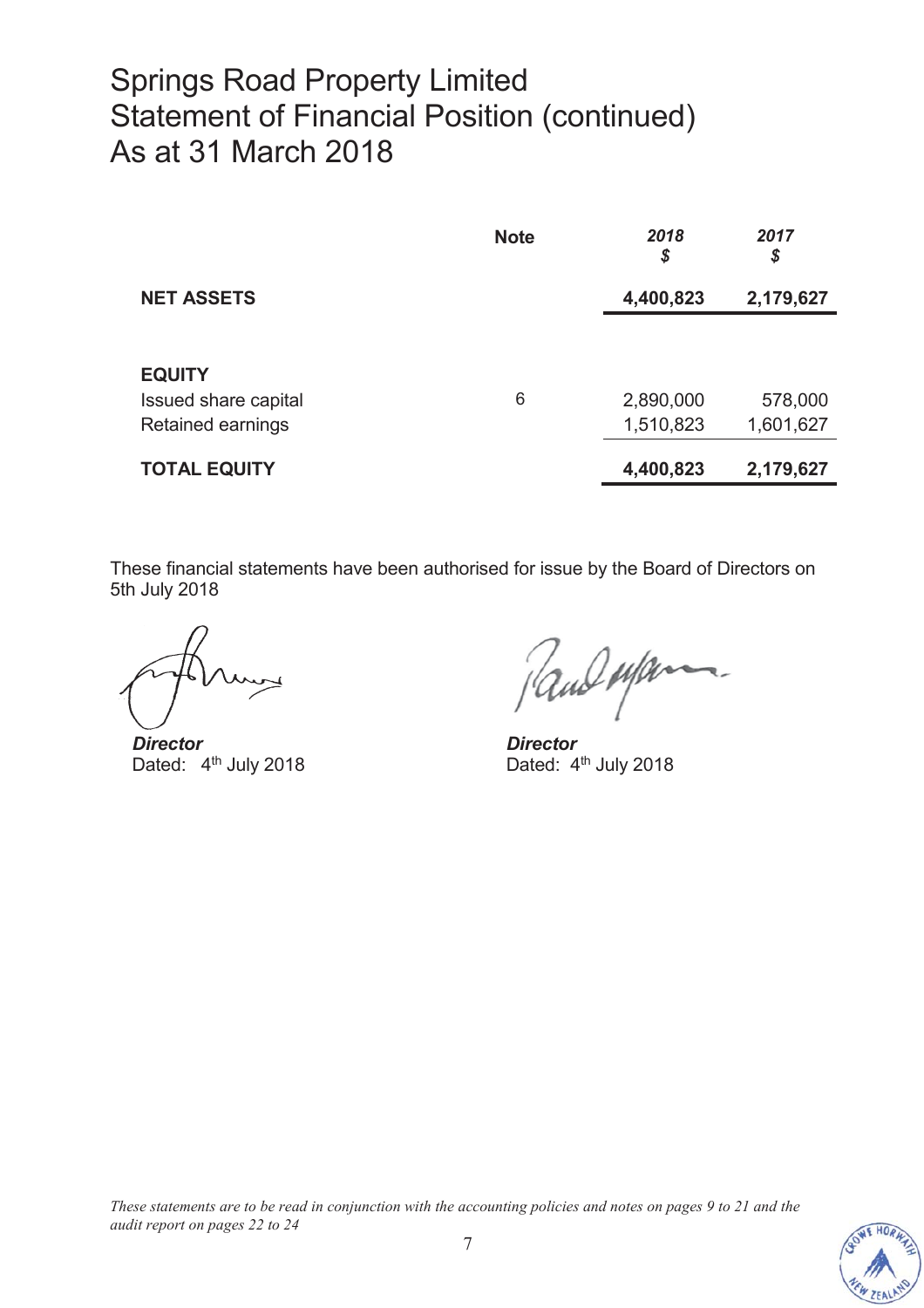# Springs Road Property Limited
# Statement of Financial Position (continued)
# As at 31 March 2018

| | Note | *2018* *$* | *2017* *$* |
|---|---|---|---|
| **NET ASSETS** | | **4,400,823** | **2,179,627** |
| | | | |
| **EQUITY** | | | |
| Issued share capital | 6 | 2,890,000 | 578,000 |
| Retained earnings | | 1,510,823 | 1,601,627 |
| **TOTAL EQUITY** | | **4,400,823** | **2,179,627** |

These financial statements have been authorised for issue by the Board of Directors on 5th July 2018

***Director***
Dated: 4th July 2018

***Director***
Dated: 4th July 2018

*These statements are to be read in conjunction with the accounting policies and notes on pages 9 to 21 and the audit report on pages 22 to 24*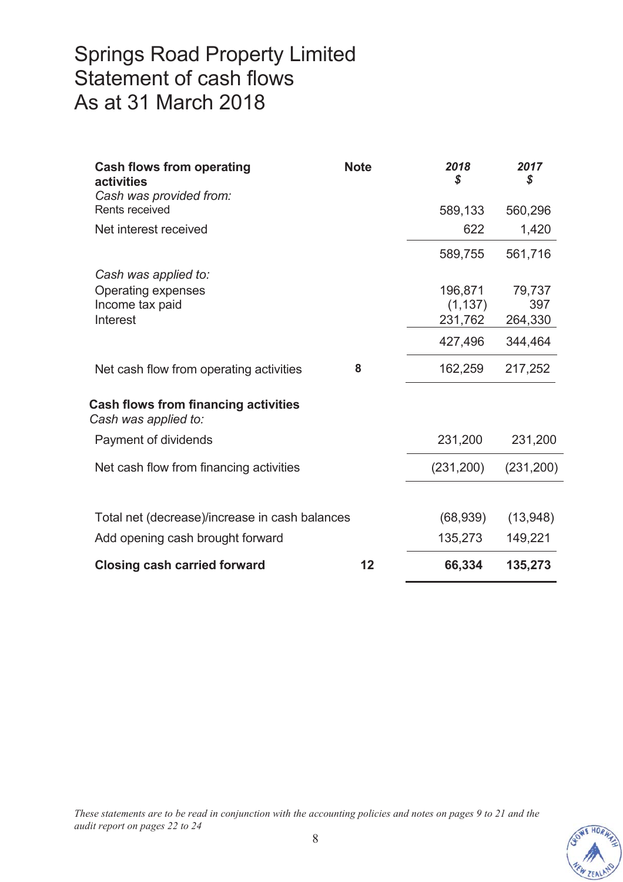# Springs Road Property Limited
# Statement of cash flows
# As at 31 March 2018

| | Note | 2018 $ | 2017 $ |
|---|---|---|---|
| **Cash flows from operating activities** | | | |
| *Cash was provided from:* | | | |
| Rents received | | 589,133 | 560,296 |
| Net interest received | | 622 | 1,420 |
| | | 589,755 | 561,716 |
| *Cash was applied to:* | | | |
| Operating expenses | | 196,871 | 79,737 |
| Income tax paid | | (1,137) | 397 |
| Interest | | 231,762 | 264,330 |
| | | 427,496 | 344,464 |
| Net cash flow from operating activities | 8 | 162,259 | 217,252 |
| **Cash flows from financing activities** | | | |
| *Cash was applied to:* | | | |
| Payment of dividends | | 231,200 | 231,200 |
| Net cash flow from financing activities | | (231,200) | (231,200) |
| Total net (decrease)/increase in cash balances | | (68,939) | (13,948) |
| Add opening cash brought forward | | 135,273 | 149,221 |
| **Closing cash carried forward** | **12** | **66,334** | **135,273** |

*These statements are to be read in conjunction with the accounting policies and notes on pages 9 to 21 and the audit report on pages 22 to 24*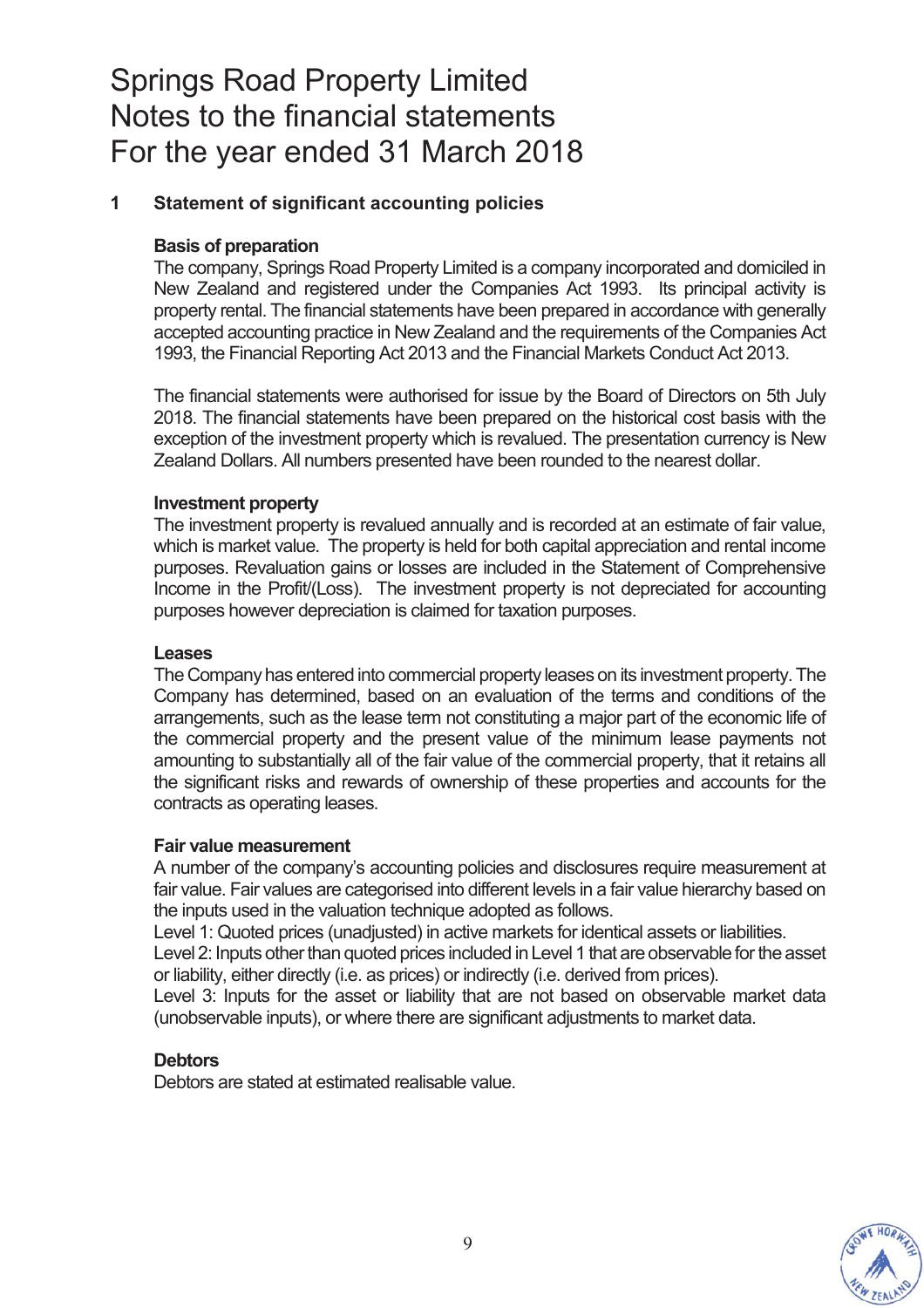# Springs Road Property Limited
# Notes to the financial statements
# For the year ended 31 March 2018

## 1 Statement of significant accounting policies

### Basis of preparation

The company, Springs Road Property Limited is a company incorporated and domiciled in New Zealand and registered under the Companies Act 1993. Its principal activity is property rental. The financial statements have been prepared in accordance with generally accepted accounting practice in New Zealand and the requirements of the Companies Act 1993, the Financial Reporting Act 2013 and the Financial Markets Conduct Act 2013.

The financial statements were authorised for issue by the Board of Directors on 5th July 2018. The financial statements have been prepared on the historical cost basis with the exception of the investment property which is revalued. The presentation currency is New Zealand Dollars. All numbers presented have been rounded to the nearest dollar.

### Investment property

The investment property is revalued annually and is recorded at an estimate of fair value, which is market value. The property is held for both capital appreciation and rental income purposes. Revaluation gains or losses are included in the Statement of Comprehensive Income in the Profit/(Loss). The investment property is not depreciated for accounting purposes however depreciation is claimed for taxation purposes.

### Leases

The Company has entered into commercial property leases on its investment property. The Company has determined, based on an evaluation of the terms and conditions of the arrangements, such as the lease term not constituting a major part of the economic life of the commercial property and the present value of the minimum lease payments not amounting to substantially all of the fair value of the commercial property, that it retains all the significant risks and rewards of ownership of these properties and accounts for the contracts as operating leases.

### Fair value measurement

A number of the company's accounting policies and disclosures require measurement at fair value. Fair values are categorised into different levels in a fair value hierarchy based on the inputs used in the valuation technique adopted as follows.

Level 1: Quoted prices (unadjusted) in active markets for identical assets or liabilities.

Level 2: Inputs other than quoted prices included in Level 1 that are observable for the asset or liability, either directly (i.e. as prices) or indirectly (i.e. derived from prices).

Level 3: Inputs for the asset or liability that are not based on observable market data (unobservable inputs), or where there are significant adjustments to market data.

### Debtors

Debtors are stated at estimated realisable value.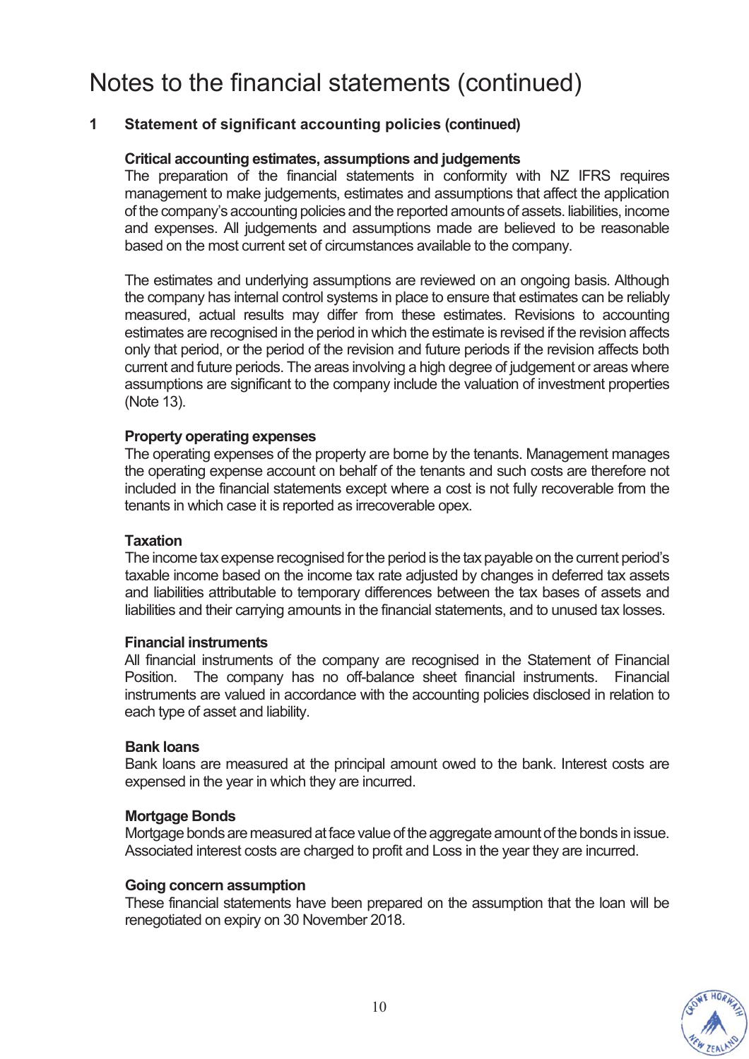# Notes to the financial statements (continued)

## 1 Statement of significant accounting policies (continued)

### Critical accounting estimates, assumptions and judgements

The preparation of the financial statements in conformity with NZ IFRS requires management to make judgements, estimates and assumptions that affect the application of the company's accounting policies and the reported amounts of assets. liabilities, income and expenses. All judgements and assumptions made are believed to be reasonable based on the most current set of circumstances available to the company.

The estimates and underlying assumptions are reviewed on an ongoing basis. Although the company has internal control systems in place to ensure that estimates can be reliably measured, actual results may differ from these estimates. Revisions to accounting estimates are recognised in the period in which the estimate is revised if the revision affects only that period, or the period of the revision and future periods if the revision affects both current and future periods. The areas involving a high degree of judgement or areas where assumptions are significant to the company include the valuation of investment properties (Note 13).

### Property operating expenses

The operating expenses of the property are borne by the tenants. Management manages the operating expense account on behalf of the tenants and such costs are therefore not included in the financial statements except where a cost is not fully recoverable from the tenants in which case it is reported as irrecoverable opex.

### Taxation

The income tax expense recognised for the period is the tax payable on the current period's taxable income based on the income tax rate adjusted by changes in deferred tax assets and liabilities attributable to temporary differences between the tax bases of assets and liabilities and their carrying amounts in the financial statements, and to unused tax losses.

### Financial instruments

All financial instruments of the company are recognised in the Statement of Financial Position. The company has no off-balance sheet financial instruments. Financial instruments are valued in accordance with the accounting policies disclosed in relation to each type of asset and liability.

### Bank loans

Bank loans are measured at the principal amount owed to the bank. Interest costs are expensed in the year in which they are incurred.

### Mortgage Bonds

Mortgage bonds are measured at face value of the aggregate amount of the bonds in issue. Associated interest costs are charged to profit and Loss in the year they are incurred.

### Going concern assumption

These financial statements have been prepared on the assumption that the loan will be renegotiated on expiry on 30 November 2018.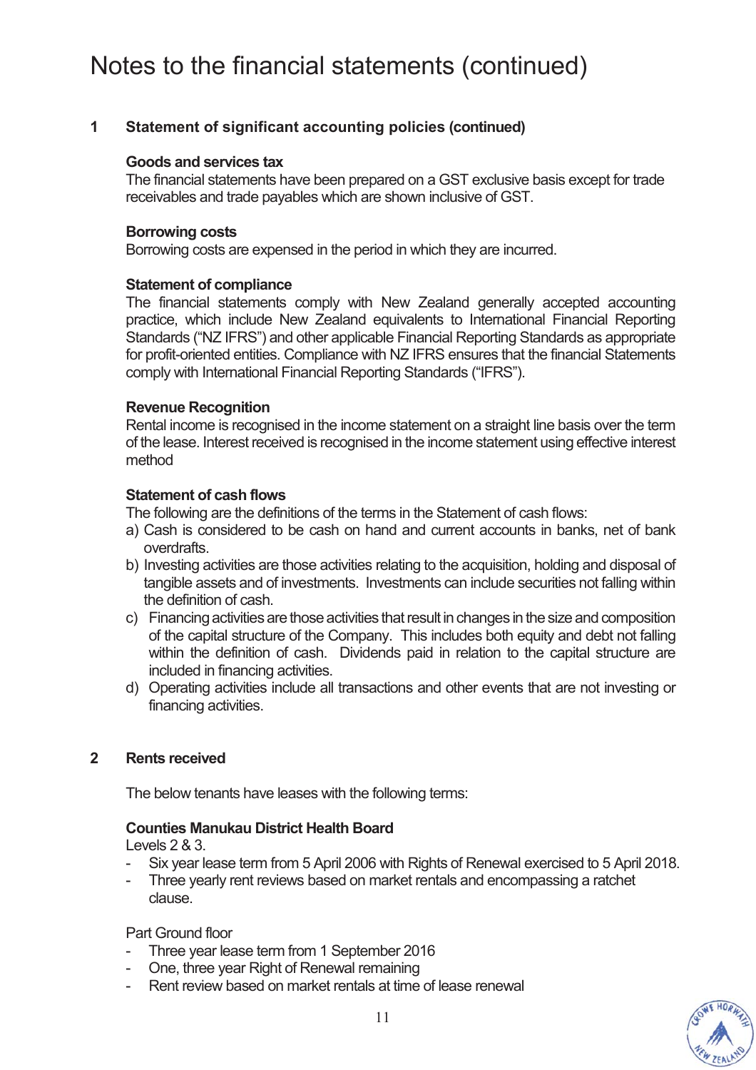# Notes to the financial statements (continued)

## 1 Statement of significant accounting policies (continued)

### Goods and services tax

The financial statements have been prepared on a GST exclusive basis except for trade receivables and trade payables which are shown inclusive of GST.

### Borrowing costs

Borrowing costs are expensed in the period in which they are incurred.

### Statement of compliance

The financial statements comply with New Zealand generally accepted accounting practice, which include New Zealand equivalents to International Financial Reporting Standards ("NZ IFRS") and other applicable Financial Reporting Standards as appropriate for profit-oriented entities. Compliance with NZ IFRS ensures that the financial Statements comply with International Financial Reporting Standards ("IFRS").

### Revenue Recognition

Rental income is recognised in the income statement on a straight line basis over the term of the lease. Interest received is recognised in the income statement using effective interest method

### Statement of cash flows

The following are the definitions of the terms in the Statement of cash flows:

a) Cash is considered to be cash on hand and current accounts in banks, net of bank overdrafts.
b) Investing activities are those activities relating to the acquisition, holding and disposal of tangible assets and of investments. Investments can include securities not falling within the definition of cash.
c) Financing activities are those activities that result in changes in the size and composition of the capital structure of the Company. This includes both equity and debt not falling within the definition of cash. Dividends paid in relation to the capital structure are included in financing activities.
d) Operating activities include all transactions and other events that are not investing or financing activities.

## 2 Rents received

The below tenants have leases with the following terms:

### Counties Manukau District Health Board

Levels 2 & 3.

- Six year lease term from 5 April 2006 with Rights of Renewal exercised to 5 April 2018.
- Three yearly rent reviews based on market rentals and encompassing a ratchet clause.

Part Ground floor

- Three year lease term from 1 September 2016
- One, three year Right of Renewal remaining
- Rent review based on market rentals at time of lease renewal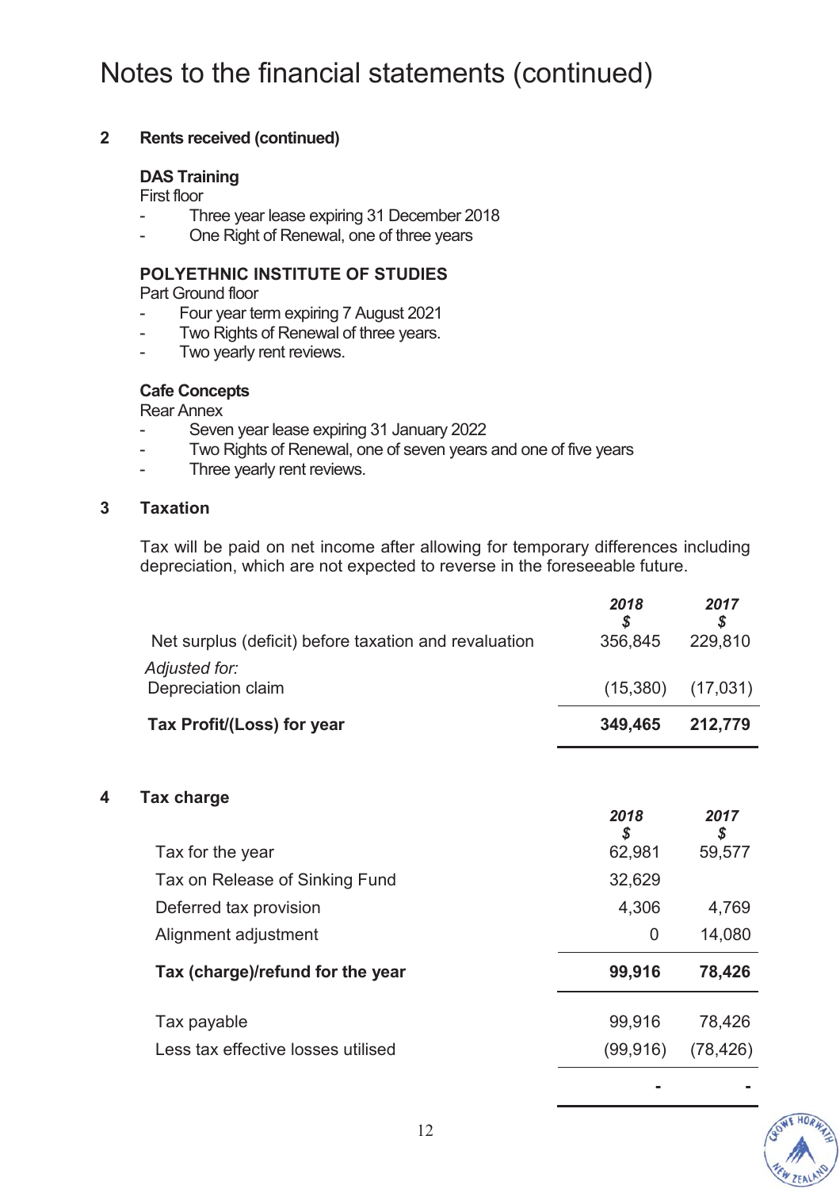# Notes to the financial statements (continued)

## 2 Rents received (continued)

**DAS Training**
First floor

- Three year lease expiring 31 December 2018
- One Right of Renewal, one of three years

**POLYETHNIC INSTITUTE OF STUDIES**
Part Ground floor

- Four year term expiring 7 August 2021
- Two Rights of Renewal of three years.
- Two yearly rent reviews.

**Cafe Concepts**
Rear Annex

- Seven year lease expiring 31 January 2022
- Two Rights of Renewal, one of seven years and one of five years
- Three yearly rent reviews.

## 3 Taxation

Tax will be paid on net income after allowing for temporary differences including depreciation, which are not expected to reverse in the foreseeable future.

| | *2018* *$* | *2017* *$* |
|---|---|---|
| Net surplus (deficit) before taxation and revaluation | 356,845 | 229,810 |
| *Adjusted for:* | | |
| Depreciation claim | (15,380) | (17,031) |
| **Tax Profit/(Loss) for year** | **349,465** | **212,779** |

## 4 Tax charge

| | *2018* *$* | *2017* *$* |
|---|---|---|
| Tax for the year | 62,981 | 59,577 |
| Tax on Release of Sinking Fund | 32,629 | |
| Deferred tax provision | 4,306 | 4,769 |
| Alignment adjustment | 0 | 14,080 |
| **Tax (charge)/refund for the year** | **99,916** | **78,426** |
| Tax payable | 99,916 | 78,426 |
| Less tax effective losses utilised | (99,916) | (78,426) |
| | - | - |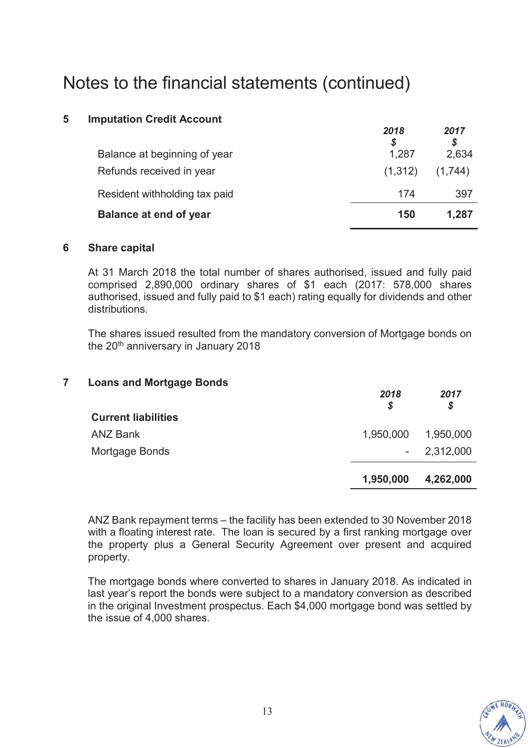# Notes to the financial statements (continued)

## 5 Imputation Credit Account

| | *2018* $ | *2017* $ |
|---|---|---|
| Balance at beginning of year | 1,287 | 2,634 |
| Refunds received in year | (1,312) | (1,744) |
| Resident withholding tax paid | 174 | 397 |
| **Balance at end of year** | **150** | **1,287** |

## 6 Share capital

At 31 March 2018 the total number of shares authorised, issued and fully paid comprised 2,890,000 ordinary shares of $1 each (2017: 578,000 shares authorised, issued and fully paid to $1 each) rating equally for dividends and other distributions.

The shares issued resulted from the mandatory conversion of Mortgage bonds on the 20th anniversary in January 2018

## 7 Loans and Mortgage Bonds

| | *2018* $ | *2017* $ |
|---|---|---|
| **Current liabilities** | | |
| ANZ Bank | 1,950,000 | 1,950,000 |
| Mortgage Bonds | - | 2,312,000 |
| | **1,950,000** | **4,262,000** |

ANZ Bank repayment terms – the facility has been extended to 30 November 2018 with a floating interest rate. The loan is secured by a first ranking mortgage over the property plus a General Security Agreement over present and acquired property.

The mortgage bonds where converted to shares in January 2018. As indicated in last year's report the bonds were subject to a mandatory conversion as described in the original Investment prospectus. Each $4,000 mortgage bond was settled by the issue of 4,000 shares.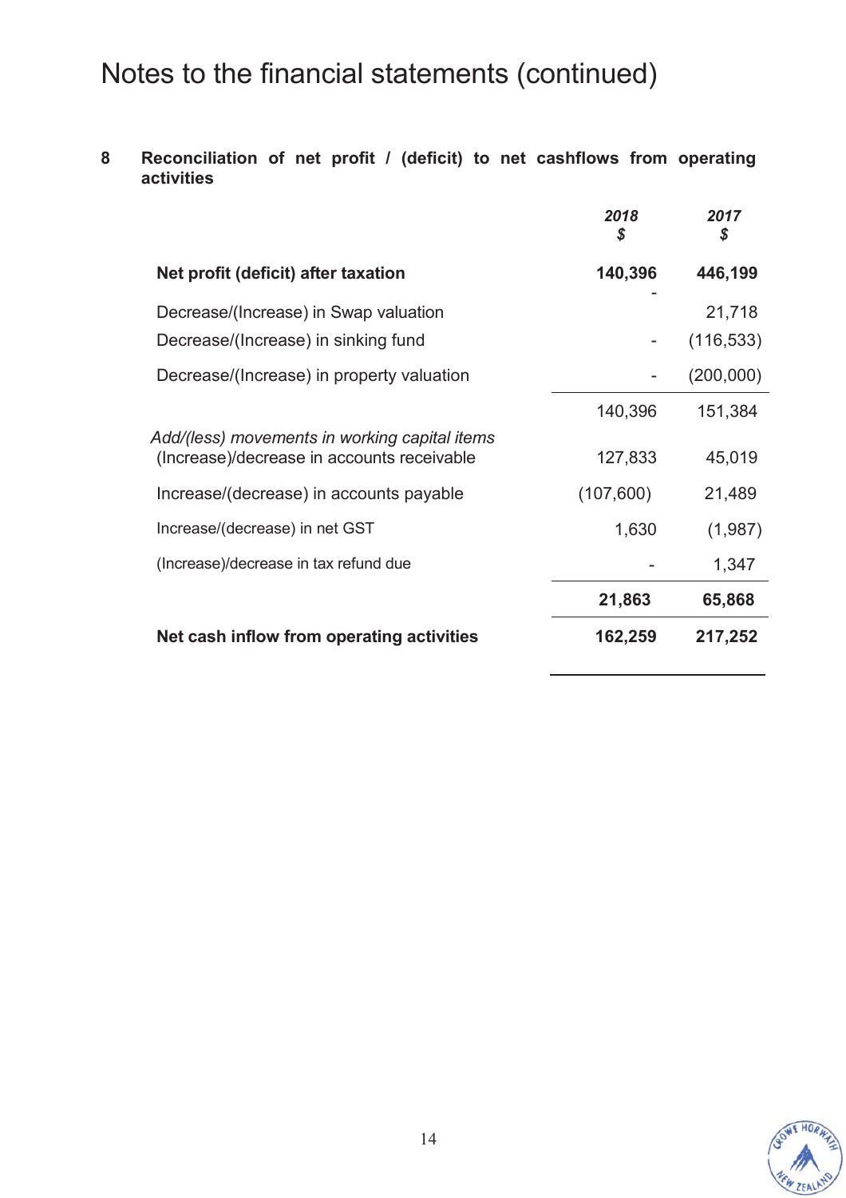# Notes to the financial statements (continued)

## 8 Reconciliation of net profit / (deficit) to net cashflows from operating activities

| | 2018 $ | 2017 $ |
|---|---|---|
| **Net profit (deficit) after taxation** | **140,396** | **446,199** |
| Decrease/(Increase) in Swap valuation | - | 21,718 |
| Decrease/(Increase) in sinking fund | - | (116,533) |
| Decrease/(Increase) in property valuation | - | (200,000) |
| | 140,396 | 151,384 |
| *Add/(less) movements in working capital items* | | |
| (Increase)/decrease in accounts receivable | 127,833 | 45,019 |
| Increase/(decrease) in accounts payable | (107,600) | 21,489 |
| Increase/(decrease) in net GST | 1,630 | (1,987) |
| (Increase)/decrease in tax refund due | - | 1,347 |
| | **21,863** | **65,868** |
| **Net cash inflow from operating activities** | **162,259** | **217,252** |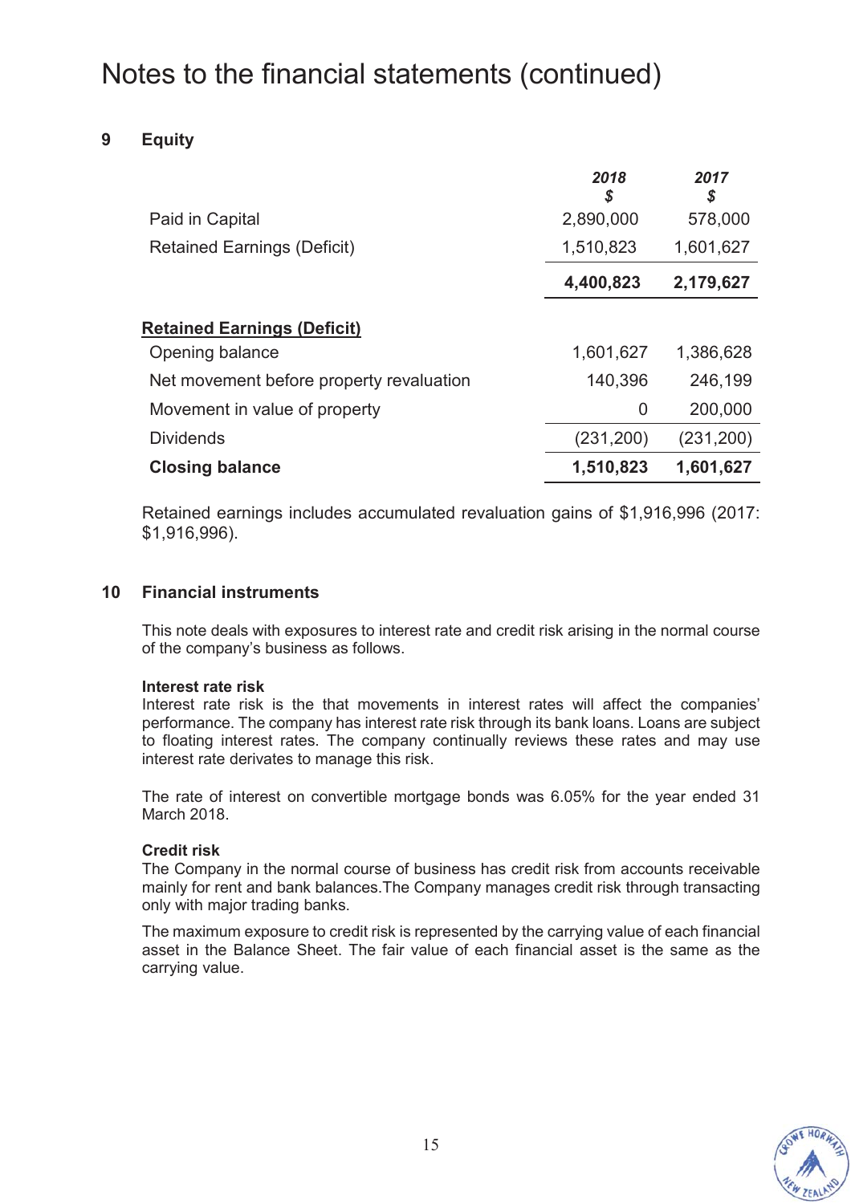# Notes to the financial statements (continued)

## 9 Equity

| | 2018<br>$ | 2017<br>$ |
|---|---|---|
| Paid in Capital | 2,890,000 | 578,000 |
| Retained Earnings (Deficit) | 1,510,823 | 1,601,627 |
| | **4,400,823** | **2,179,627** |

| **Retained Earnings (Deficit)** | | |
|---|---|---|
| Opening balance | 1,601,627 | 1,386,628 |
| Net movement before property revaluation | 140,396 | 246,199 |
| Movement in value of property | 0 | 200,000 |
| Dividends | (231,200) | (231,200) |
| **Closing balance** | **1,510,823** | **1,601,627** |

Retained earnings includes accumulated revaluation gains of $1,916,996 (2017: $1,916,996).

## 10 Financial instruments

This note deals with exposures to interest rate and credit risk arising in the normal course of the company's business as follows.

**Interest rate risk**
Interest rate risk is the that movements in interest rates will affect the companies' performance. The company has interest rate risk through its bank loans. Loans are subject to floating interest rates. The company continually reviews these rates and may use interest rate derivates to manage this risk.

The rate of interest on convertible mortgage bonds was 6.05% for the year ended 31 March 2018.

**Credit risk**
The Company in the normal course of business has credit risk from accounts receivable mainly for rent and bank balances.The Company manages credit risk through transacting only with major trading banks.

The maximum exposure to credit risk is represented by the carrying value of each financial asset in the Balance Sheet. The fair value of each financial asset is the same as the carrying value.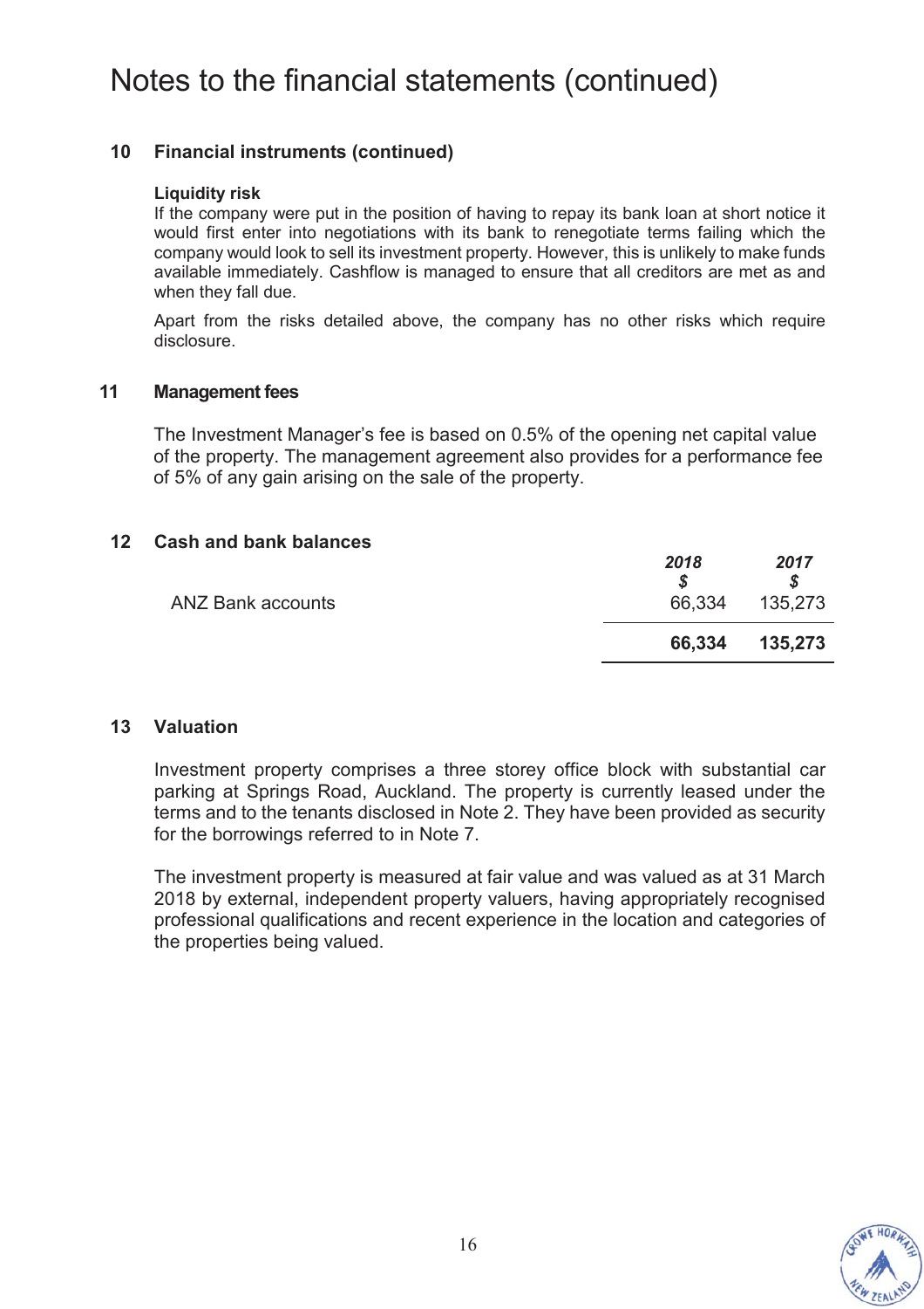# Notes to the financial statements (continued)

## 10 Financial instruments (continued)

**Liquidity risk**

If the company were put in the position of having to repay its bank loan at short notice it would first enter into negotiations with its bank to renegotiate terms failing which the company would look to sell its investment property. However, this is unlikely to make funds available immediately. Cashflow is managed to ensure that all creditors are met as and when they fall due.

Apart from the risks detailed above, the company has no other risks which require disclosure.

## 11 Management fees

The Investment Manager's fee is based on 0.5% of the opening net capital value of the property. The management agreement also provides for a performance fee of 5% of any gain arising on the sale of the property.

## 12 Cash and bank balances

| | *2018* | *2017* |
|---|---|---|
| | *$* | *$* |
| ANZ Bank accounts | 66,334 | 135,273 |
| | **66,334** | **135,273** |

## 13 Valuation

Investment property comprises a three storey office block with substantial car parking at Springs Road, Auckland. The property is currently leased under the terms and to the tenants disclosed in Note 2. They have been provided as security for the borrowings referred to in Note 7.

The investment property is measured at fair value and was valued as at 31 March 2018 by external, independent property valuers, having appropriately recognised professional qualifications and recent experience in the location and categories of the properties being valued.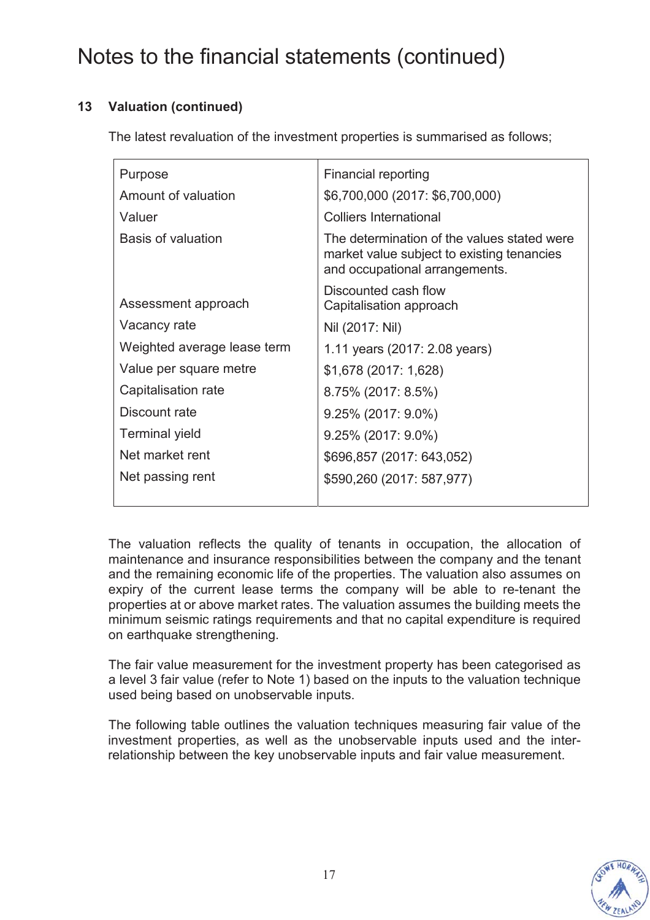# Notes to the financial statements (continued)

## 13 Valuation (continued)

The latest revaluation of the investment properties is summarised as follows;

| | |
|---|---|
| Purpose | Financial reporting |
| Amount of valuation | $6,700,000 (2017: $6,700,000) |
| Valuer | Colliers International |
| Basis of valuation | The determination of the values stated were market value subject to existing tenancies and occupational arrangements. |
| Assessment approach | Discounted cash flow<br>Capitalisation approach |
| Vacancy rate | Nil (2017: Nil) |
| Weighted average lease term | 1.11 years (2017: 2.08 years) |
| Value per square metre | $1,678 (2017: 1,628) |
| Capitalisation rate | 8.75% (2017: 8.5%) |
| Discount rate | 9.25% (2017: 9.0%) |
| Terminal yield | 9.25% (2017: 9.0%) |
| Net market rent | $696,857 (2017: 643,052) |
| Net passing rent | $590,260 (2017: 587,977) |

The valuation reflects the quality of tenants in occupation, the allocation of maintenance and insurance responsibilities between the company and the tenant and the remaining economic life of the properties. The valuation also assumes on expiry of the current lease terms the company will be able to re-tenant the properties at or above market rates. The valuation assumes the building meets the minimum seismic ratings requirements and that no capital expenditure is required on earthquake strengthening.

The fair value measurement for the investment property has been categorised as a level 3 fair value (refer to Note 1) based on the inputs to the valuation technique used being based on unobservable inputs.

The following table outlines the valuation techniques measuring fair value of the investment properties, as well as the unobservable inputs used and the inter-relationship between the key unobservable inputs and fair value measurement.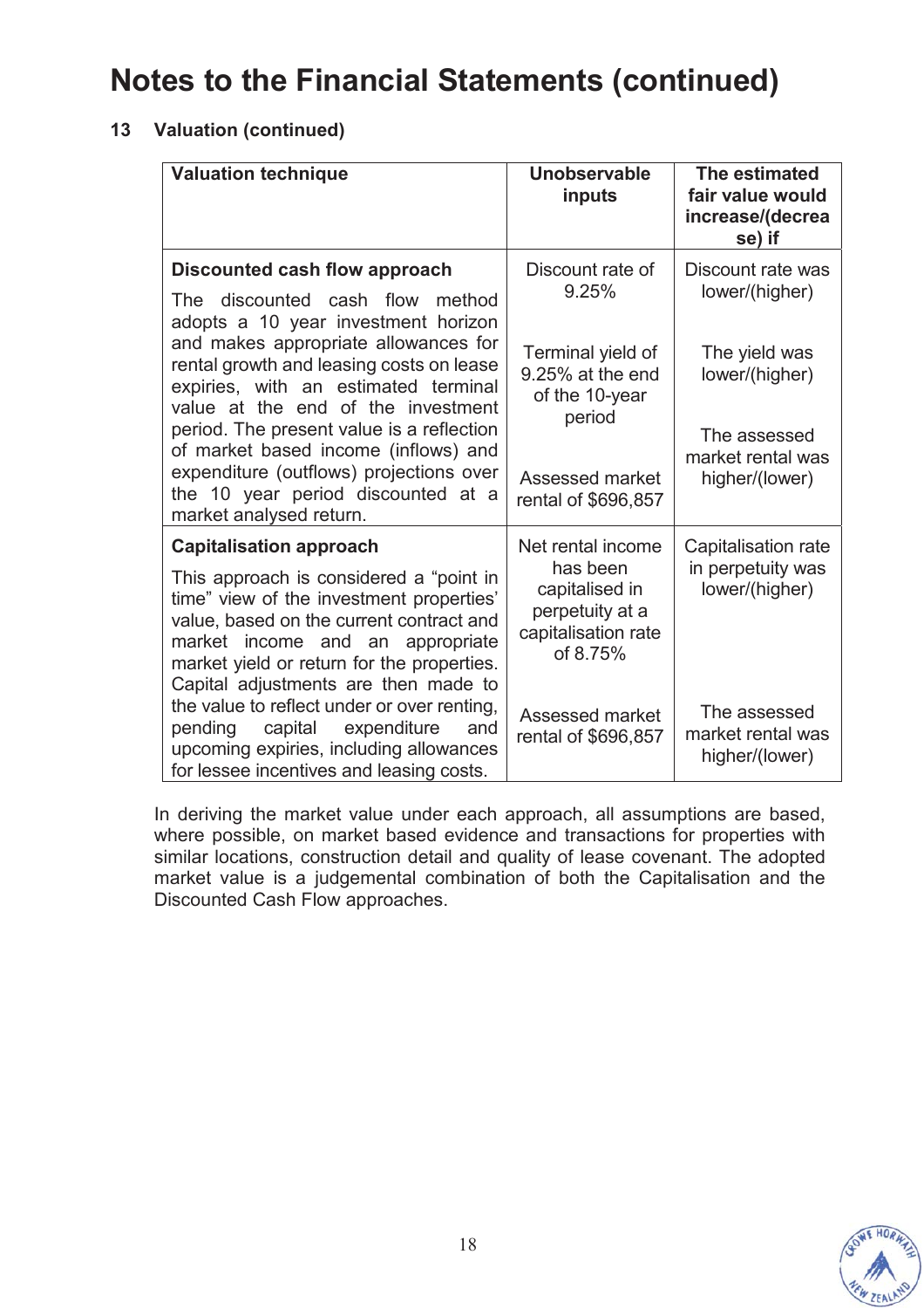# Notes to the Financial Statements (continued)

## 13 Valuation (continued)

| Valuation technique | Unobservable inputs | The estimated fair value would increase/(decrease) if |
|---|---|---|
| **Discounted cash flow approach**<br><br>The discounted cash flow method adopts a 10 year investment horizon and makes appropriate allowances for rental growth and leasing costs on lease expiries, with an estimated terminal value at the end of the investment period. The present value is a reflection of market based income (inflows) and expenditure (outflows) projections over the 10 year period discounted at a market analysed return. | Discount rate of 9.25%<br><br>Terminal yield of 9.25% at the end of the 10-year period<br><br>Assessed market rental of $696,857 | Discount rate was lower/(higher)<br><br>The yield was lower/(higher)<br><br>The assessed market rental was higher/(lower) |
| **Capitalisation approach**<br><br>This approach is considered a "point in time" view of the investment properties' value, based on the current contract and market income and an appropriate market yield or return for the properties. Capital adjustments are then made to the value to reflect under or over renting, pending capital expenditure and upcoming expiries, including allowances for lessee incentives and leasing costs. | Net rental income has been capitalised in perpetuity at a capitalisation rate of 8.75%<br><br>Assessed market rental of $696,857 | Capitalisation rate in perpetuity was lower/(higher)<br><br>The assessed market rental was higher/(lower) |

In deriving the market value under each approach, all assumptions are based, where possible, on market based evidence and transactions for properties with similar locations, construction detail and quality of lease covenant. The adopted market value is a judgemental combination of both the Capitalisation and the Discounted Cash Flow approaches.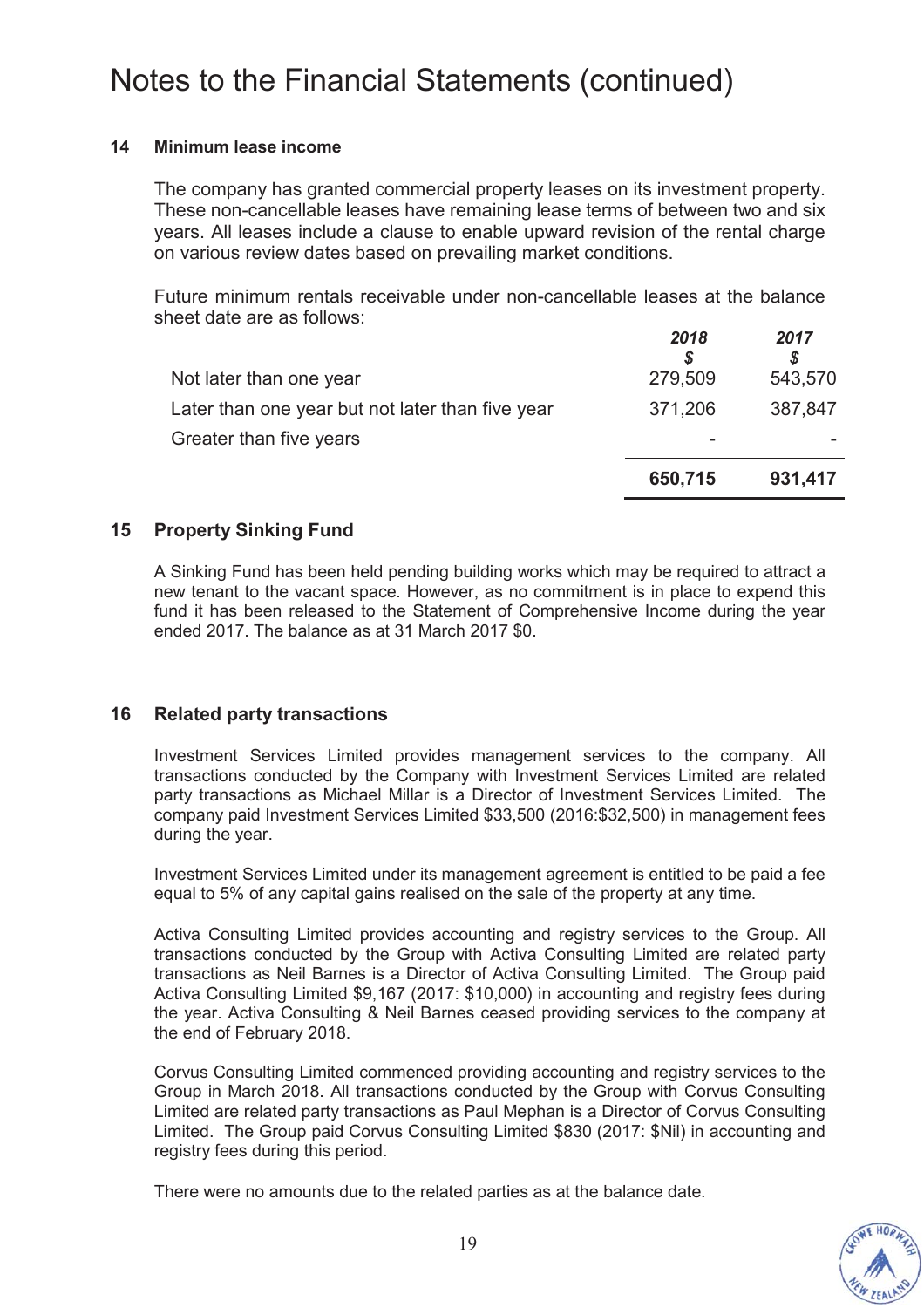# Notes to the Financial Statements (continued)

## 14 Minimum lease income

The company has granted commercial property leases on its investment property. These non-cancellable leases have remaining lease terms of between two and six years. All leases include a clause to enable upward revision of the rental charge on various review dates based on prevailing market conditions.

Future minimum rentals receivable under non-cancellable leases at the balance sheet date are as follows:

| | ***2018*** <br> ***$*** | ***2017*** <br> ***$*** |
|---|---|---|
| Not later than one year | 279,509 | 543,570 |
| Later than one year but not later than five year | 371,206 | 387,847 |
| Greater than five years | - | - |
| | **650,715** | **931,417** |

## 15 Property Sinking Fund

A Sinking Fund has been held pending building works which may be required to attract a new tenant to the vacant space. However, as no commitment is in place to expend this fund it has been released to the Statement of Comprehensive Income during the year ended 2017. The balance as at 31 March 2017 $0.

## 16 Related party transactions

Investment Services Limited provides management services to the company. All transactions conducted by the Company with Investment Services Limited are related party transactions as Michael Millar is a Director of Investment Services Limited. The company paid Investment Services Limited $33,500 (2016:$32,500) in management fees during the year.

Investment Services Limited under its management agreement is entitled to be paid a fee equal to 5% of any capital gains realised on the sale of the property at any time.

Activa Consulting Limited provides accounting and registry services to the Group. All transactions conducted by the Group with Activa Consulting Limited are related party transactions as Neil Barnes is a Director of Activa Consulting Limited. The Group paid Activa Consulting Limited $9,167 (2017: $10,000) in accounting and registry fees during the year. Activa Consulting & Neil Barnes ceased providing services to the company at the end of February 2018.

Corvus Consulting Limited commenced providing accounting and registry services to the Group in March 2018. All transactions conducted by the Group with Corvus Consulting Limited are related party transactions as Paul Mephan is a Director of Corvus Consulting Limited. The Group paid Corvus Consulting Limited $830 (2017: $Nil) in accounting and registry fees during this period.

There were no amounts due to the related parties as at the balance date.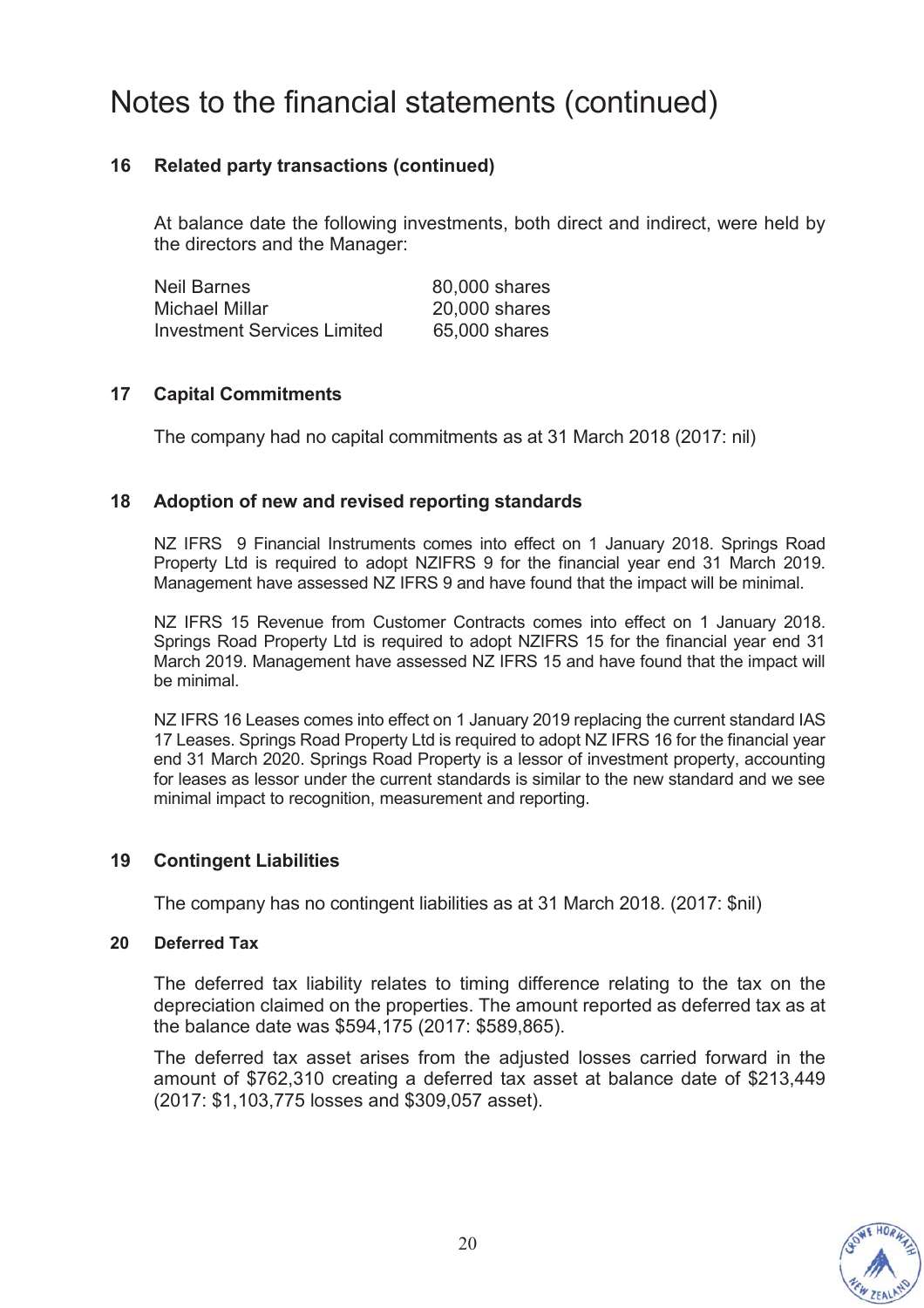# Notes to the financial statements (continued)

## 16 Related party transactions (continued)

At balance date the following investments, both direct and indirect, were held by the directors and the Manager:

| | |
|---|---|
| Neil Barnes | 80,000 shares |
| Michael Millar | 20,000 shares |
| Investment Services Limited | 65,000 shares |

## 17 Capital Commitments

The company had no capital commitments as at 31 March 2018 (2017: nil)

## 18 Adoption of new and revised reporting standards

NZ IFRS 9 Financial Instruments comes into effect on 1 January 2018. Springs Road Property Ltd is required to adopt NZIFRS 9 for the financial year end 31 March 2019. Management have assessed NZ IFRS 9 and have found that the impact will be minimal.

NZ IFRS 15 Revenue from Customer Contracts comes into effect on 1 January 2018. Springs Road Property Ltd is required to adopt NZIFRS 15 for the financial year end 31 March 2019. Management have assessed NZ IFRS 15 and have found that the impact will be minimal.

NZ IFRS 16 Leases comes into effect on 1 January 2019 replacing the current standard IAS 17 Leases. Springs Road Property Ltd is required to adopt NZ IFRS 16 for the financial year end 31 March 2020. Springs Road Property is a lessor of investment property, accounting for leases as lessor under the current standards is similar to the new standard and we see minimal impact to recognition, measurement and reporting.

## 19 Contingent Liabilities

The company has no contingent liabilities as at 31 March 2018. (2017: $nil)

## 20 Deferred Tax

The deferred tax liability relates to timing difference relating to the tax on the depreciation claimed on the properties. The amount reported as deferred tax as at the balance date was $594,175 (2017: $589,865).

The deferred tax asset arises from the adjusted losses carried forward in the amount of $762,310 creating a deferred tax asset at balance date of $213,449 (2017: $1,103,775 losses and $309,057 asset).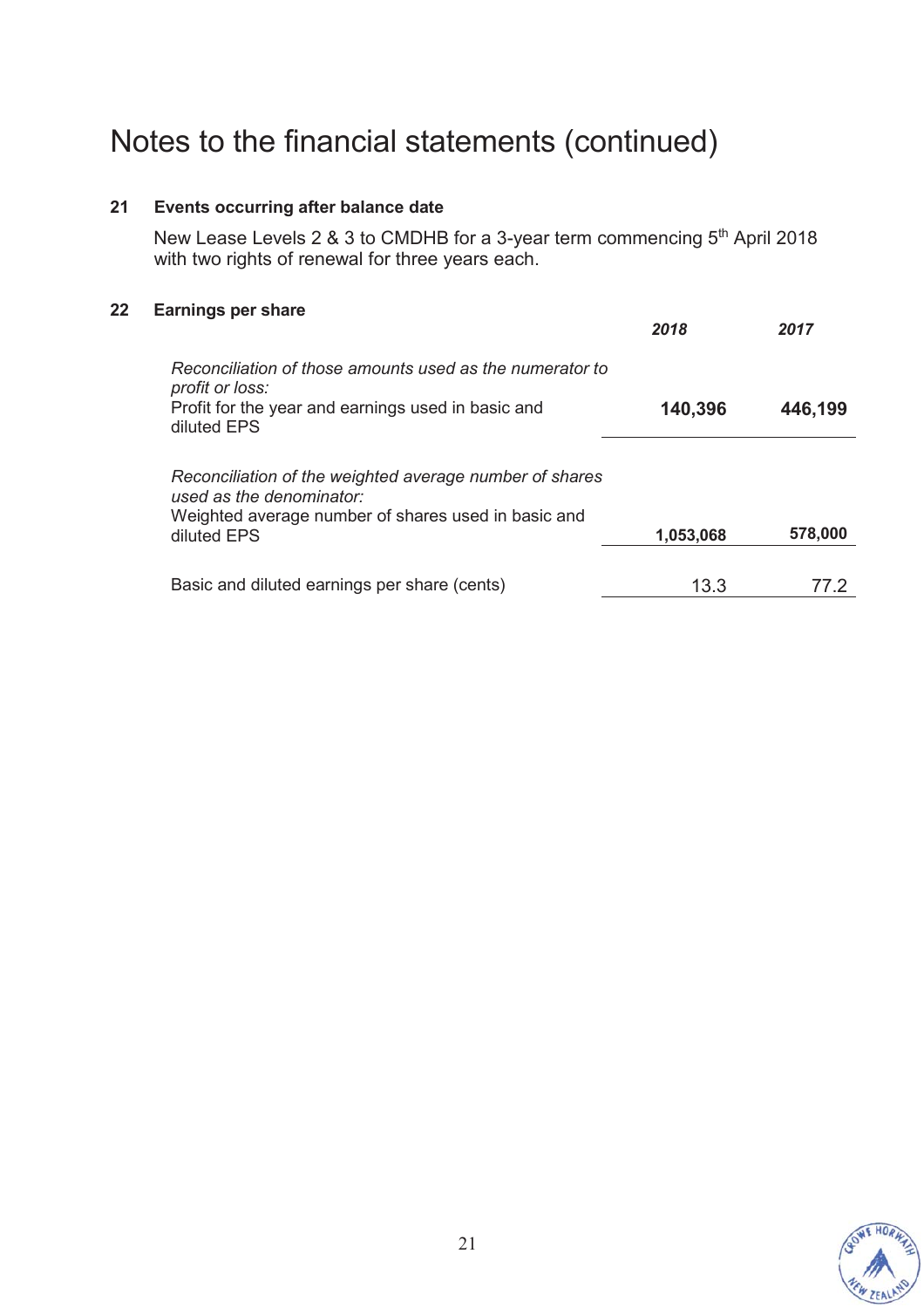# Notes to the financial statements (continued)

## 21 Events occurring after balance date

New Lease Levels 2 & 3 to CMDHB for a 3-year term commencing 5th April 2018 with two rights of renewal for three years each.

## 22 Earnings per share

| | *2018* | *2017* |
|---|---|---|
| *Reconciliation of those amounts used as the numerator to profit or loss:* | | |
| Profit for the year and earnings used in basic and diluted EPS | **140,396** | **446,199** |
| *Reconciliation of the weighted average number of shares used as the denominator:* | | |
| Weighted average number of shares used in basic and diluted EPS | **1,053,068** | **578,000** |
| Basic and diluted earnings per share (cents) | 13.3 | 77.2 |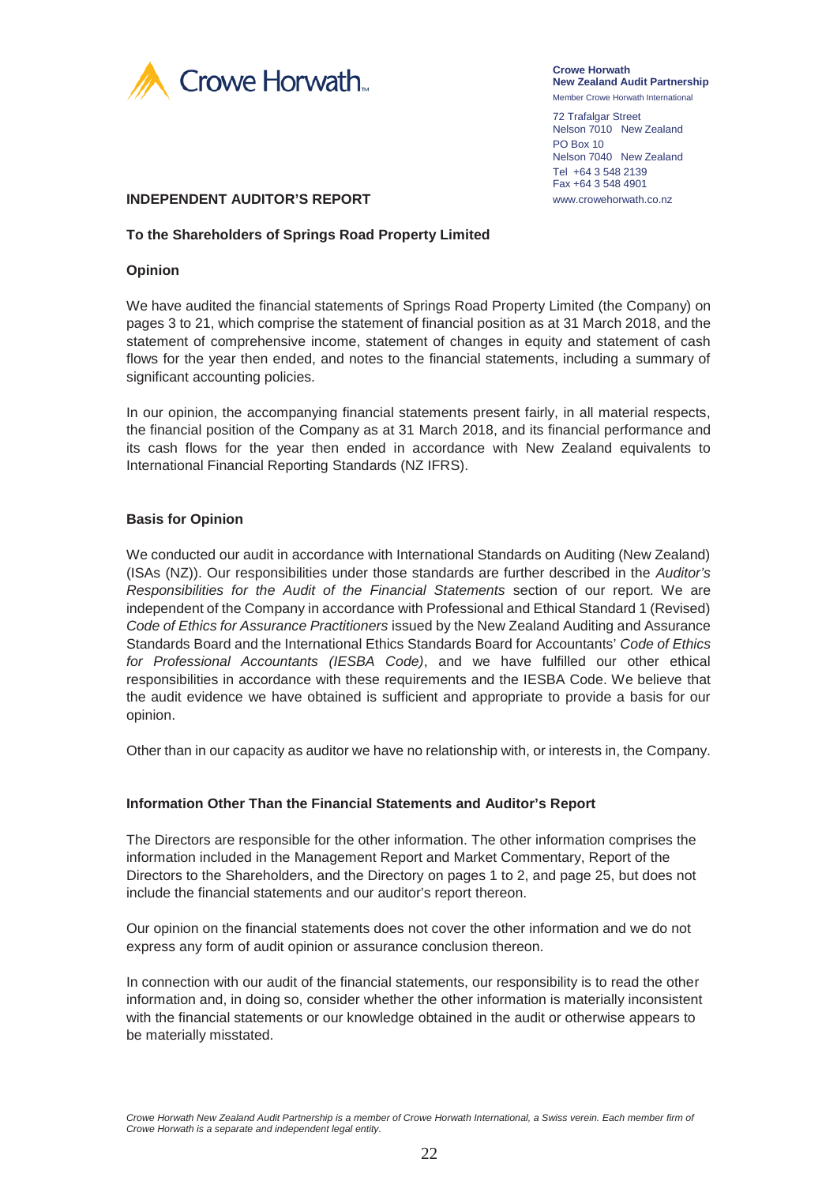**Crowe Horwath**
**New Zealand Audit Partnership**
Member Crowe Horwath International

72 Trafalgar Street
Nelson 7010 New Zealand
PO Box 10
Nelson 7040 New Zealand
Tel +64 3 548 2139
Fax +64 3 548 4901
www.crowehorwath.co.nz

# INDEPENDENT AUDITOR'S REPORT

**To the Shareholders of Springs Road Property Limited**

## Opinion

We have audited the financial statements of Springs Road Property Limited (the Company) on pages 3 to 21, which comprise the statement of financial position as at 31 March 2018, and the statement of comprehensive income, statement of changes in equity and statement of cash flows for the year then ended, and notes to the financial statements, including a summary of significant accounting policies.

In our opinion, the accompanying financial statements present fairly, in all material respects, the financial position of the Company as at 31 March 2018, and its financial performance and its cash flows for the year then ended in accordance with New Zealand equivalents to International Financial Reporting Standards (NZ IFRS).

## Basis for Opinion

We conducted our audit in accordance with International Standards on Auditing (New Zealand) (ISAs (NZ)). Our responsibilities under those standards are further described in the *Auditor's Responsibilities for the Audit of the Financial Statements* section of our report. We are independent of the Company in accordance with Professional and Ethical Standard 1 (Revised) *Code of Ethics for Assurance Practitioners* issued by the New Zealand Auditing and Assurance Standards Board and the International Ethics Standards Board for Accountants' *Code of Ethics for Professional Accountants (IESBA Code)*, and we have fulfilled our other ethical responsibilities in accordance with these requirements and the IESBA Code. We believe that the audit evidence we have obtained is sufficient and appropriate to provide a basis for our opinion.

Other than in our capacity as auditor we have no relationship with, or interests in, the Company.

## Information Other Than the Financial Statements and Auditor's Report

The Directors are responsible for the other information. The other information comprises the information included in the Management Report and Market Commentary, Report of the Directors to the Shareholders, and the Directory on pages 1 to 2, and page 25, but does not include the financial statements and our auditor's report thereon.

Our opinion on the financial statements does not cover the other information and we do not express any form of audit opinion or assurance conclusion thereon.

In connection with our audit of the financial statements, our responsibility is to read the other information and, in doing so, consider whether the other information is materially inconsistent with the financial statements or our knowledge obtained in the audit or otherwise appears to be materially misstated.

*Crowe Horwath New Zealand Audit Partnership is a member of Crowe Horwath International, a Swiss verein. Each member firm of Crowe Horwath is a separate and independent legal entity.*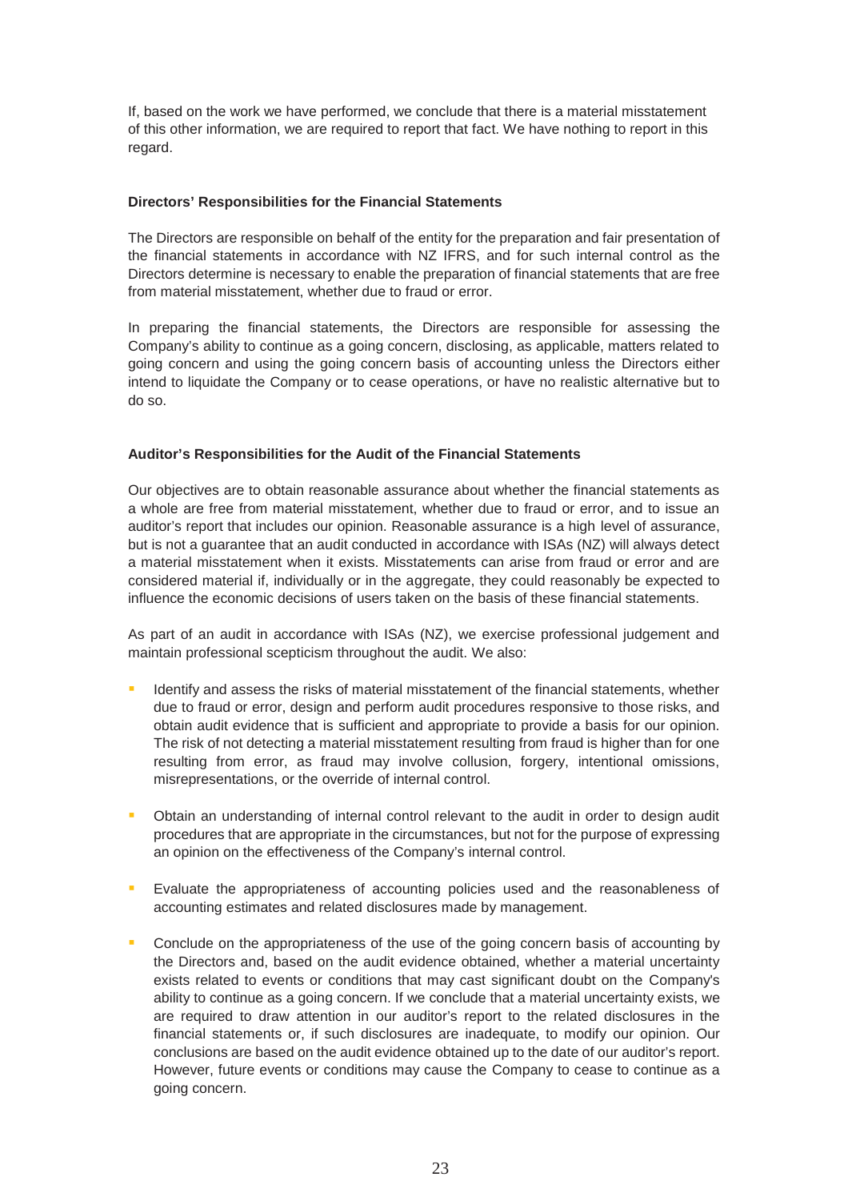If, based on the work we have performed, we conclude that there is a material misstatement of this other information, we are required to report that fact. We have nothing to report in this regard.

**Directors' Responsibilities for the Financial Statements**

The Directors are responsible on behalf of the entity for the preparation and fair presentation of the financial statements in accordance with NZ IFRS, and for such internal control as the Directors determine is necessary to enable the preparation of financial statements that are free from material misstatement, whether due to fraud or error.

In preparing the financial statements, the Directors are responsible for assessing the Company's ability to continue as a going concern, disclosing, as applicable, matters related to going concern and using the going concern basis of accounting unless the Directors either intend to liquidate the Company or to cease operations, or have no realistic alternative but to do so.

**Auditor's Responsibilities for the Audit of the Financial Statements**

Our objectives are to obtain reasonable assurance about whether the financial statements as a whole are free from material misstatement, whether due to fraud or error, and to issue an auditor's report that includes our opinion. Reasonable assurance is a high level of assurance, but is not a guarantee that an audit conducted in accordance with ISAs (NZ) will always detect a material misstatement when it exists. Misstatements can arise from fraud or error and are considered material if, individually or in the aggregate, they could reasonably be expected to influence the economic decisions of users taken on the basis of these financial statements.

As part of an audit in accordance with ISAs (NZ), we exercise professional judgement and maintain professional scepticism throughout the audit. We also:

- Identify and assess the risks of material misstatement of the financial statements, whether due to fraud or error, design and perform audit procedures responsive to those risks, and obtain audit evidence that is sufficient and appropriate to provide a basis for our opinion. The risk of not detecting a material misstatement resulting from fraud is higher than for one resulting from error, as fraud may involve collusion, forgery, intentional omissions, misrepresentations, or the override of internal control.

- Obtain an understanding of internal control relevant to the audit in order to design audit procedures that are appropriate in the circumstances, but not for the purpose of expressing an opinion on the effectiveness of the Company's internal control.

- Evaluate the appropriateness of accounting policies used and the reasonableness of accounting estimates and related disclosures made by management.

- Conclude on the appropriateness of the use of the going concern basis of accounting by the Directors and, based on the audit evidence obtained, whether a material uncertainty exists related to events or conditions that may cast significant doubt on the Company's ability to continue as a going concern. If we conclude that a material uncertainty exists, we are required to draw attention in our auditor's report to the related disclosures in the financial statements or, if such disclosures are inadequate, to modify our opinion. Our conclusions are based on the audit evidence obtained up to the date of our auditor's report. However, future events or conditions may cause the Company to cease to continue as a going concern.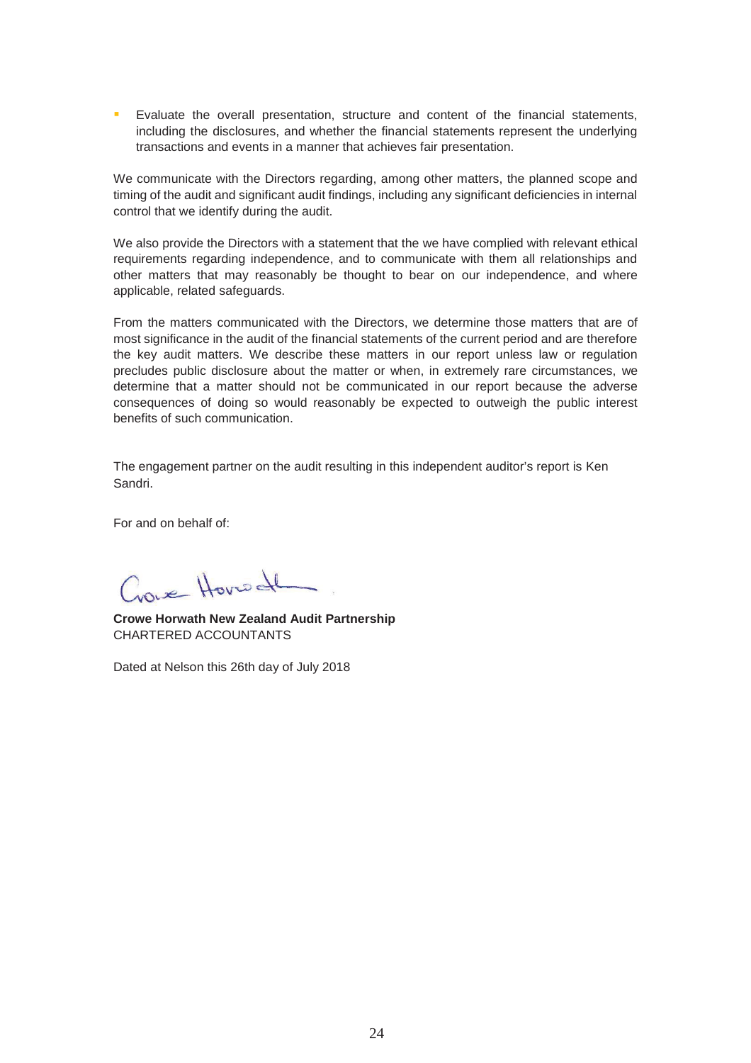- Evaluate the overall presentation, structure and content of the financial statements, including the disclosures, and whether the financial statements represent the underlying transactions and events in a manner that achieves fair presentation.

We communicate with the Directors regarding, among other matters, the planned scope and timing of the audit and significant audit findings, including any significant deficiencies in internal control that we identify during the audit.

We also provide the Directors with a statement that the we have complied with relevant ethical requirements regarding independence, and to communicate with them all relationships and other matters that may reasonably be thought to bear on our independence, and where applicable, related safeguards.

From the matters communicated with the Directors, we determine those matters that are of most significance in the audit of the financial statements of the current period and are therefore the key audit matters. We describe these matters in our report unless law or regulation precludes public disclosure about the matter or when, in extremely rare circumstances, we determine that a matter should not be communicated in our report because the adverse consequences of doing so would reasonably be expected to outweigh the public interest benefits of such communication.

The engagement partner on the audit resulting in this independent auditor's report is Ken Sandri.

For and on behalf of:

Crowe Horwath

**Crowe Horwath New Zealand Audit Partnership**
CHARTERED ACCOUNTANTS

Dated at Nelson this 26th day of July 2018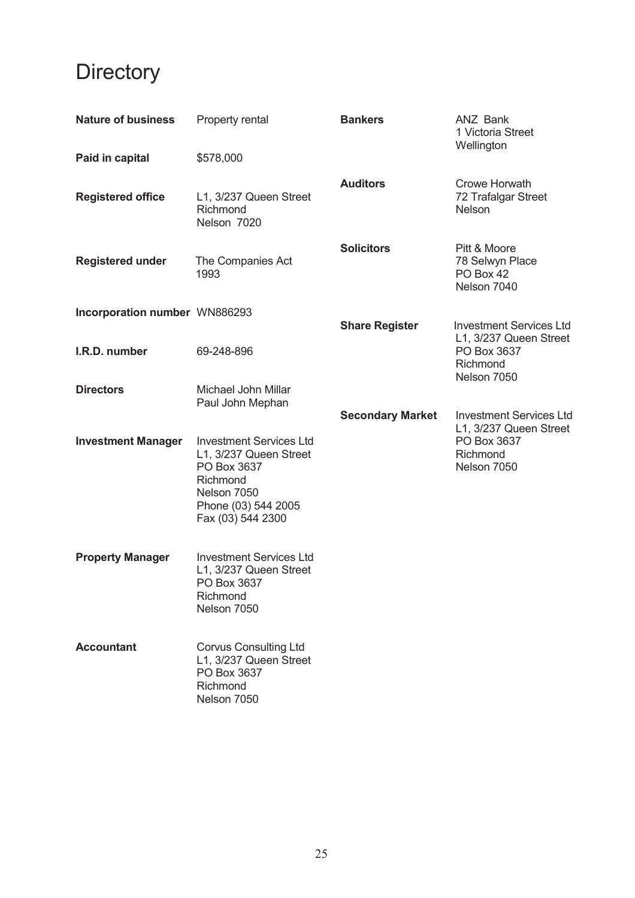# Directory

**Nature of business** Property rental

**Paid in capital** $578,000

**Registered office** L1, 3/237 Queen Street
Richmond
Nelson 7020

**Registered under** The Companies Act 1993

**Incorporation number** WN886293

**I.R.D. number** 69-248-896

**Directors** Michael John Millar
Paul John Mephan

**Investment Manager** Investment Services Ltd
L1, 3/237 Queen Street
PO Box 3637
Richmond
Nelson 7050
Phone (03) 544 2005
Fax (03) 544 2300

**Property Manager** Investment Services Ltd
L1, 3/237 Queen Street
PO Box 3637
Richmond
Nelson 7050

**Accountant** Corvus Consulting Ltd
L1, 3/237 Queen Street
PO Box 3637
Richmond
Nelson 7050

**Bankers** ANZ Bank
1 Victoria Street
Wellington

**Auditors** Crowe Horwath
72 Trafalgar Street
Nelson

**Solicitors** Pitt & Moore
78 Selwyn Place
PO Box 42
Nelson 7040

**Share Register** Investment Services Ltd
L1, 3/237 Queen Street
PO Box 3637
Richmond
Nelson 7050

**Secondary Market** Investment Services Ltd
L1, 3/237 Queen Street
PO Box 3637
Richmond
Nelson 7050